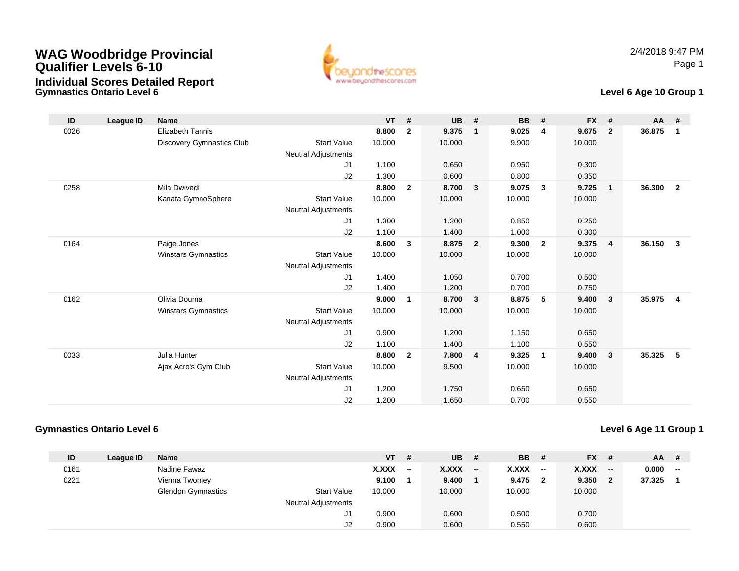# WAG Woodbridge Provincial Qualifier Levels 6-10

## Individual Scores Detailed Report

2/4/2018 9:47 PM

### Gymnastics Ontario Level 6

**Level 6 Age 10 Group 1**

| ID | League ID | Name | | VT | # | UB | # | BB | # | FX | # | AA | # |
|---|---|---|---|---|---|---|---|---|---|---|---|---|---|
| 0026 | | Elizabeth Tannis | | **8.800** | **2** | **9.375** | **1** | **9.025** | **4** | **9.675** | **2** | **36.875** | **1** |
| | | Discovery Gymnastics Club | Start Value | 10.000 | | 10.000 | | 9.900 | | 10.000 | | | |
| | | | Neutral Adjustments | | | | | | | | | | |
| | | | J1 | 1.100 | | 0.650 | | 0.950 | | 0.300 | | | |
| | | | J2 | 1.300 | | 0.600 | | 0.800 | | 0.350 | | | |
| 0258 | | Mila Dwivedi | | **8.800** | **2** | **8.700** | **3** | **9.075** | **3** | **9.725** | **1** | **36.300** | **2** |
| | | Kanata GymnoSphere | Start Value | 10.000 | | 10.000 | | 10.000 | | 10.000 | | | |
| | | | Neutral Adjustments | | | | | | | | | | |
| | | | J1 | 1.300 | | 1.200 | | 0.850 | | 0.250 | | | |
| | | | J2 | 1.100 | | 1.400 | | 1.000 | | 0.300 | | | |
| 0164 | | Paige Jones | | **8.600** | **3** | **8.875** | **2** | **9.300** | **2** | **9.375** | **4** | **36.150** | **3** |
| | | Winstars Gymnastics | Start Value | 10.000 | | 10.000 | | 10.000 | | 10.000 | | | |
| | | | Neutral Adjustments | | | | | | | | | | |
| | | | J1 | 1.400 | | 1.050 | | 0.700 | | 0.500 | | | |
| | | | J2 | 1.400 | | 1.200 | | 0.700 | | 0.750 | | | |
| 0162 | | Olivia Douma | | **9.000** | **1** | **8.700** | **3** | **8.875** | **5** | **9.400** | **3** | **35.975** | **4** |
| | | Winstars Gymnastics | Start Value | 10.000 | | 10.000 | | 10.000 | | 10.000 | | | |
| | | | Neutral Adjustments | | | | | | | | | | |
| | | | J1 | 0.900 | | 1.200 | | 1.150 | | 0.650 | | | |
| | | | J2 | 1.100 | | 1.400 | | 1.100 | | 0.550 | | | |
| 0033 | | Julia Hunter | | **8.800** | **2** | **7.800** | **4** | **9.325** | **1** | **9.400** | **3** | **35.325** | **5** |
| | | Ajax Acro's Gym Club | Start Value | 10.000 | | 9.500 | | 10.000 | | 10.000 | | | |
| | | | Neutral Adjustments | | | | | | | | | | |
| | | | J1 | 1.200 | | 1.750 | | 0.650 | | 0.650 | | | |
| | | | J2 | 1.200 | | 1.650 | | 0.700 | | 0.550 | | | |

### Gymnastics Ontario Level 6

**Level 6 Age 11 Group 1**

| ID | League ID | Name | | VT | # | UB | # | BB | # | FX | # | AA | # |
|---|---|---|---|---|---|---|---|---|---|---|---|---|---|
| 0161 | | Nadine Fawaz | | **X.XXX** | **--** | **X.XXX** | **--** | **X.XXX** | **--** | **X.XXX** | **--** | **0.000** | **--** |
| 0221 | | Vienna Twomey | | **9.100** | **1** | **9.400** | **1** | **9.475** | **2** | **9.350** | **2** | **37.325** | **1** |
| | | Glendon Gymnastics | Start Value | 10.000 | | 10.000 | | 10.000 | | 10.000 | | | |
| | | | Neutral Adjustments | | | | | | | | | | |
| | | | J1 | 0.900 | | 0.600 | | 0.500 | | 0.700 | | | |
| | | | J2 | 0.900 | | 0.600 | | 0.550 | | 0.600 | | | |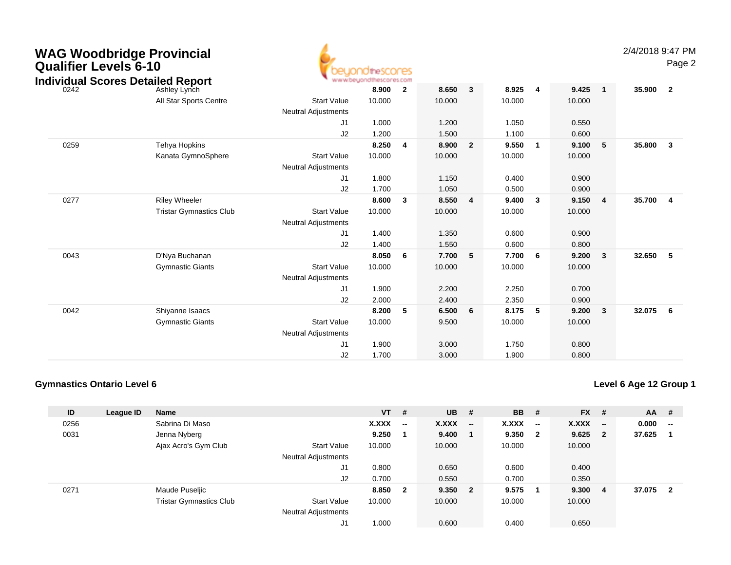# WAG Woodbridge Provincial Qualifier Levels 6-10

## Individual Scores Detailed Report

| ID | League ID | Name | | VT | # | UB | # | BB | # | FX | # | AA | # |
|---|---|---|---|---|---|---|---|---|---|---|---|---|---|
| 0242 | | Ashley Lynch | | **8.900** | **2** | **8.650** | **3** | **8.925** | **4** | **9.425** | **1** | **35.900** | **2** |
| | | All Star Sports Centre | Start Value | 10.000 | | 10.000 | | 10.000 | | 10.000 | | | |
| | | | Neutral Adjustments | | | | | | | | | | |
| | | | J1 | 1.000 | | 1.200 | | 1.050 | | 0.550 | | | |
| | | | J2 | 1.200 | | 1.500 | | 1.100 | | 0.600 | | | |
| 0259 | | Tehya Hopkins | | **8.250** | **4** | **8.900** | **2** | **9.550** | **1** | **9.100** | **5** | **35.800** | **3** |
| | | Kanata GymnoSphere | Start Value | 10.000 | | 10.000 | | 10.000 | | 10.000 | | | |
| | | | Neutral Adjustments | | | | | | | | | | |
| | | | J1 | 1.800 | | 1.150 | | 0.400 | | 0.900 | | | |
| | | | J2 | 1.700 | | 1.050 | | 0.500 | | 0.900 | | | |
| 0277 | | Riley Wheeler | | **8.600** | **3** | **8.550** | **4** | **9.400** | **3** | **9.150** | **4** | **35.700** | **4** |
| | | Tristar Gymnastics Club | Start Value | 10.000 | | 10.000 | | 10.000 | | 10.000 | | | |
| | | | Neutral Adjustments | | | | | | | | | | |
| | | | J1 | 1.400 | | 1.350 | | 0.600 | | 0.900 | | | |
| | | | J2 | 1.400 | | 1.550 | | 0.600 | | 0.800 | | | |
| 0043 | | D'Nya Buchanan | | **8.050** | **6** | **7.700** | **5** | **7.700** | **6** | **9.200** | **3** | **32.650** | **5** |
| | | Gymnastic Giants | Start Value | 10.000 | | 10.000 | | 10.000 | | 10.000 | | | |
| | | | Neutral Adjustments | | | | | | | | | | |
| | | | J1 | 1.900 | | 2.200 | | 2.250 | | 0.700 | | | |
| | | | J2 | 2.000 | | 2.400 | | 2.350 | | 0.900 | | | |
| 0042 | | Shiyanne Isaacs | | **8.200** | **5** | **6.500** | **6** | **8.175** | **5** | **9.200** | **3** | **32.075** | **6** |
| | | Gymnastic Giants | Start Value | 10.000 | | 9.500 | | 10.000 | | 10.000 | | | |
| | | | Neutral Adjustments | | | | | | | | | | |
| | | | J1 | 1.900 | | 3.000 | | 1.750 | | 0.800 | | | |
| | | | J2 | 1.700 | | 3.000 | | 1.900 | | 0.800 | | | |

### Gymnastics Ontario Level 6

### Level 6 Age 12 Group 1

| ID | League ID | Name | | VT | # | UB | # | BB | # | FX | # | AA | # |
|---|---|---|---|---|---|---|---|---|---|---|---|---|---|
| 0256 | | Sabrina Di Maso | | **X.XXX** | **--** | **X.XXX** | **--** | **X.XXX** | **--** | **X.XXX** | **--** | **0.000** | **--** |
| 0031 | | Jenna Nyberg | | **9.250** | **1** | **9.400** | **1** | **9.350** | **2** | **9.625** | **2** | **37.625** | **1** |
| | | Ajax Acro's Gym Club | Start Value | 10.000 | | 10.000 | | 10.000 | | 10.000 | | | |
| | | | Neutral Adjustments | | | | | | | | | | |
| | | | J1 | 0.800 | | 0.650 | | 0.600 | | 0.400 | | | |
| | | | J2 | 0.700 | | 0.550 | | 0.700 | | 0.350 | | | |
| 0271 | | Maude Puseljic | | **8.850** | **2** | **9.350** | **2** | **9.575** | **1** | **9.300** | **4** | **37.075** | **2** |
| | | Tristar Gymnastics Club | Start Value | 10.000 | | 10.000 | | 10.000 | | 10.000 | | | |
| | | | Neutral Adjustments | | | | | | | | | | |
| | | | J1 | 1.000 | | 0.600 | | 0.400 | | 0.650 | | | |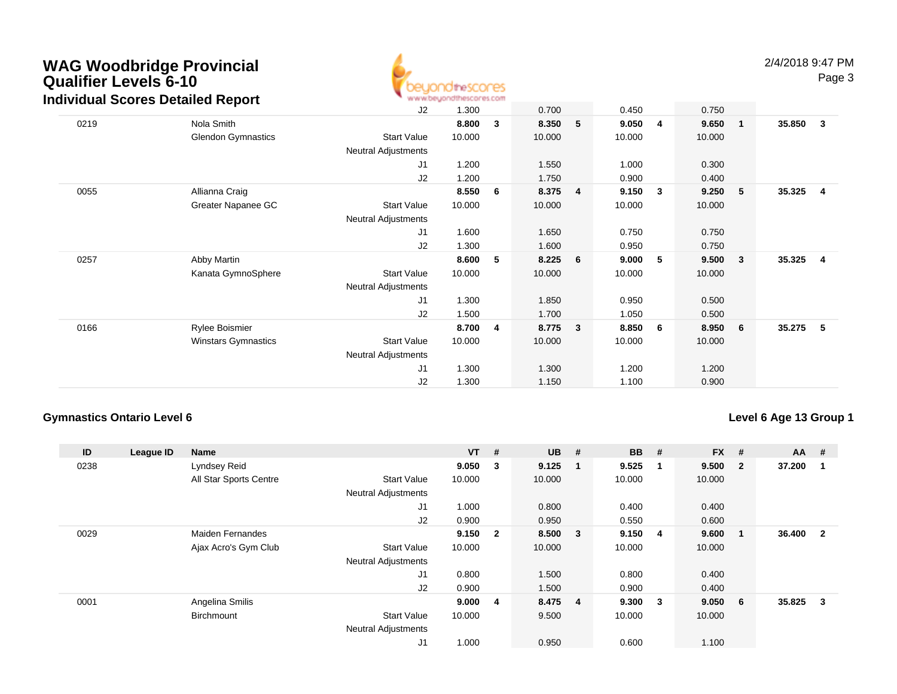| ID | League ID | Name | | VT | # | UB | # | BB | # | FX | # | AA | # |
|---|---|---|---|---|---|---|---|---|---|---|---|---|---|
| | | | J2 | 1.300 | | 0.700 | | 0.450 | | 0.750 | | | |
| 0219 | | Nola Smith | | **8.800** | **3** | **8.350** | **5** | **9.050** | **4** | **9.650** | **1** | **35.850** | **3** |
| | | Glendon Gymnastics | Start Value | 10.000 | | 10.000 | | 10.000 | | 10.000 | | | |
| | | | Neutral Adjustments | | | | | | | | | | |
| | | | J1 | 1.200 | | 1.550 | | 1.000 | | 0.300 | | | |
| | | | J2 | 1.200 | | 1.750 | | 0.900 | | 0.400 | | | |
| 0055 | | Allianna Craig | | **8.550** | **6** | **8.375** | **4** | **9.150** | **3** | **9.250** | **5** | **35.325** | **4** |
| | | Greater Napanee GC | Start Value | 10.000 | | 10.000 | | 10.000 | | 10.000 | | | |
| | | | Neutral Adjustments | | | | | | | | | | |
| | | | J1 | 1.600 | | 1.650 | | 0.750 | | 0.750 | | | |
| | | | J2 | 1.300 | | 1.600 | | 0.950 | | 0.750 | | | |
| 0257 | | Abby Martin | | **8.600** | **5** | **8.225** | **6** | **9.000** | **5** | **9.500** | **3** | **35.325** | **4** |
| | | Kanata GymnoSphere | Start Value | 10.000 | | 10.000 | | 10.000 | | 10.000 | | | |
| | | | Neutral Adjustments | | | | | | | | | | |
| | | | J1 | 1.300 | | 1.850 | | 0.950 | | 0.500 | | | |
| | | | J2 | 1.500 | | 1.700 | | 1.050 | | 0.500 | | | |
| 0166 | | Rylee Boismier | | **8.700** | **4** | **8.775** | **3** | **8.850** | **6** | **8.950** | **6** | **35.275** | **5** |
| | | Winstars Gymnastics | Start Value | 10.000 | | 10.000 | | 10.000 | | 10.000 | | | |
| | | | Neutral Adjustments | | | | | | | | | | |
| | | | J1 | 1.300 | | 1.300 | | 1.200 | | 1.200 | | | |
| | | | J2 | 1.300 | | 1.150 | | 1.100 | | 0.900 | | | |

### Gymnastics Ontario Level 6

### Level 6 Age 13 Group 1

| ID | League ID | Name | | VT | # | UB | # | BB | # | FX | # | AA | # |
|---|---|---|---|---|---|---|---|---|---|---|---|---|---|
| 0238 | | Lyndsey Reid | | **9.050** | **3** | **9.125** | **1** | **9.525** | **1** | **9.500** | **2** | **37.200** | **1** |
| | | All Star Sports Centre | Start Value | 10.000 | | 10.000 | | 10.000 | | 10.000 | | | |
| | | | Neutral Adjustments | | | | | | | | | | |
| | | | J1 | 1.000 | | 0.800 | | 0.400 | | 0.400 | | | |
| | | | J2 | 0.900 | | 0.950 | | 0.550 | | 0.600 | | | |
| 0029 | | Maiden Fernandes | | **9.150** | **2** | **8.500** | **3** | **9.150** | **4** | **9.600** | **1** | **36.400** | **2** |
| | | Ajax Acro's Gym Club | Start Value | 10.000 | | 10.000 | | 10.000 | | 10.000 | | | |
| | | | Neutral Adjustments | | | | | | | | | | |
| | | | J1 | 0.800 | | 1.500 | | 0.800 | | 0.400 | | | |
| | | | J2 | 0.900 | | 1.500 | | 0.900 | | 0.400 | | | |
| 0001 | | Angelina Smilis | | **9.000** | **4** | **8.475** | **4** | **9.300** | **3** | **9.050** | **6** | **35.825** | **3** |
| | | Birchmount | Start Value | 10.000 | | 9.500 | | 10.000 | | 10.000 | | | |
| | | | Neutral Adjustments | | | | | | | | | | |
| | | | J1 | 1.000 | | 0.950 | | 0.600 | | 1.100 | | | |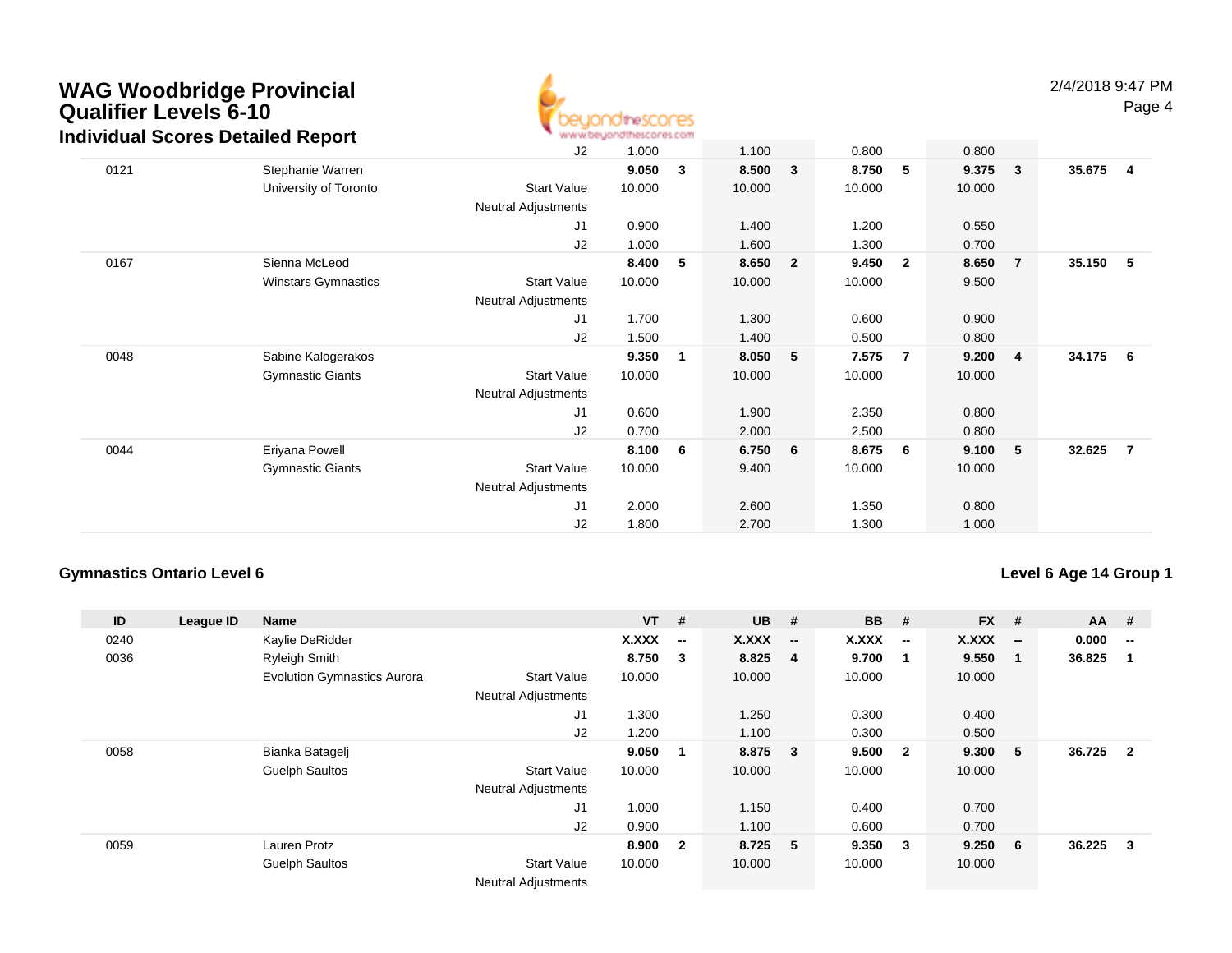# WAG Woodbridge Provincial Qualifier Levels 6-10

## Individual Scores Detailed Report

| ID | League ID | Name | | VT | # | UB | # | BB | # | FX | # | AA | # |
|---|---|---|---|---|---|---|---|---|---|---|---|---|---|
| | | | J2 | 1.000 | | 1.100 | | 0.800 | | 0.800 | | | |
| 0121 | | Stephanie Warren | | **9.050** | **3** | **8.500** | **3** | **8.750** | **5** | **9.375** | **3** | **35.675** | **4** |
| | | University of Toronto | Start Value | 10.000 | | 10.000 | | 10.000 | | 10.000 | | | |
| | | | Neutral Adjustments | | | | | | | | | | |
| | | | J1 | 0.900 | | 1.400 | | 1.200 | | 0.550 | | | |
| | | | J2 | 1.000 | | 1.600 | | 1.300 | | 0.700 | | | |
| 0167 | | Sienna McLeod | | **8.400** | **5** | **8.650** | **2** | **9.450** | **2** | **8.650** | **7** | **35.150** | **5** |
| | | Winstars Gymnastics | Start Value | 10.000 | | 10.000 | | 10.000 | | 9.500 | | | |
| | | | Neutral Adjustments | | | | | | | | | | |
| | | | J1 | 1.700 | | 1.300 | | 0.600 | | 0.900 | | | |
| | | | J2 | 1.500 | | 1.400 | | 0.500 | | 0.800 | | | |
| 0048 | | Sabine Kalogerakos | | **9.350** | **1** | **8.050** | **5** | **7.575** | **7** | **9.200** | **4** | **34.175** | **6** |
| | | Gymnastic Giants | Start Value | 10.000 | | 10.000 | | 10.000 | | 10.000 | | | |
| | | | Neutral Adjustments | | | | | | | | | | |
| | | | J1 | 0.600 | | 1.900 | | 2.350 | | 0.800 | | | |
| | | | J2 | 0.700 | | 2.000 | | 2.500 | | 0.800 | | | |
| 0044 | | Eriyana Powell | | **8.100** | **6** | **6.750** | **6** | **8.675** | **6** | **9.100** | **5** | **32.625** | **7** |
| | | Gymnastic Giants | Start Value | 10.000 | | 9.400 | | 10.000 | | 10.000 | | | |
| | | | Neutral Adjustments | | | | | | | | | | |
| | | | J1 | 2.000 | | 2.600 | | 1.350 | | 0.800 | | | |
| | | | J2 | 1.800 | | 2.700 | | 1.300 | | 1.000 | | | |

### Gymnastics Ontario Level 6

### Level 6 Age 14 Group 1

| ID | League ID | Name | | VT | # | UB | # | BB | # | FX | # | AA | # |
|---|---|---|---|---|---|---|---|---|---|---|---|---|---|
| 0240 | | Kaylie DeRidder | | **X.XXX** | **--** | **X.XXX** | **--** | **X.XXX** | **--** | **X.XXX** | **--** | **0.000** | **--** |
| 0036 | | Ryleigh Smith | | **8.750** | **3** | **8.825** | **4** | **9.700** | **1** | **9.550** | **1** | **36.825** | **1** |
| | | Evolution Gymnastics Aurora | Start Value | 10.000 | | 10.000 | | 10.000 | | 10.000 | | | |
| | | | Neutral Adjustments | | | | | | | | | | |
| | | | J1 | 1.300 | | 1.250 | | 0.300 | | 0.400 | | | |
| | | | J2 | 1.200 | | 1.100 | | 0.300 | | 0.500 | | | |
| 0058 | | Bianka Batagelj | | **9.050** | **1** | **8.875** | **3** | **9.500** | **2** | **9.300** | **5** | **36.725** | **2** |
| | | Guelph Saultos | Start Value | 10.000 | | 10.000 | | 10.000 | | 10.000 | | | |
| | | | Neutral Adjustments | | | | | | | | | | |
| | | | J1 | 1.000 | | 1.150 | | 0.400 | | 0.700 | | | |
| | | | J2 | 0.900 | | 1.100 | | 0.600 | | 0.700 | | | |
| 0059 | | Lauren Protz | | **8.900** | **2** | **8.725** | **5** | **9.350** | **3** | **9.250** | **6** | **36.225** | **3** |
| | | Guelph Saultos | Start Value | 10.000 | | 10.000 | | 10.000 | | 10.000 | | | |
| | | | Neutral Adjustments | | | | | | | | | | |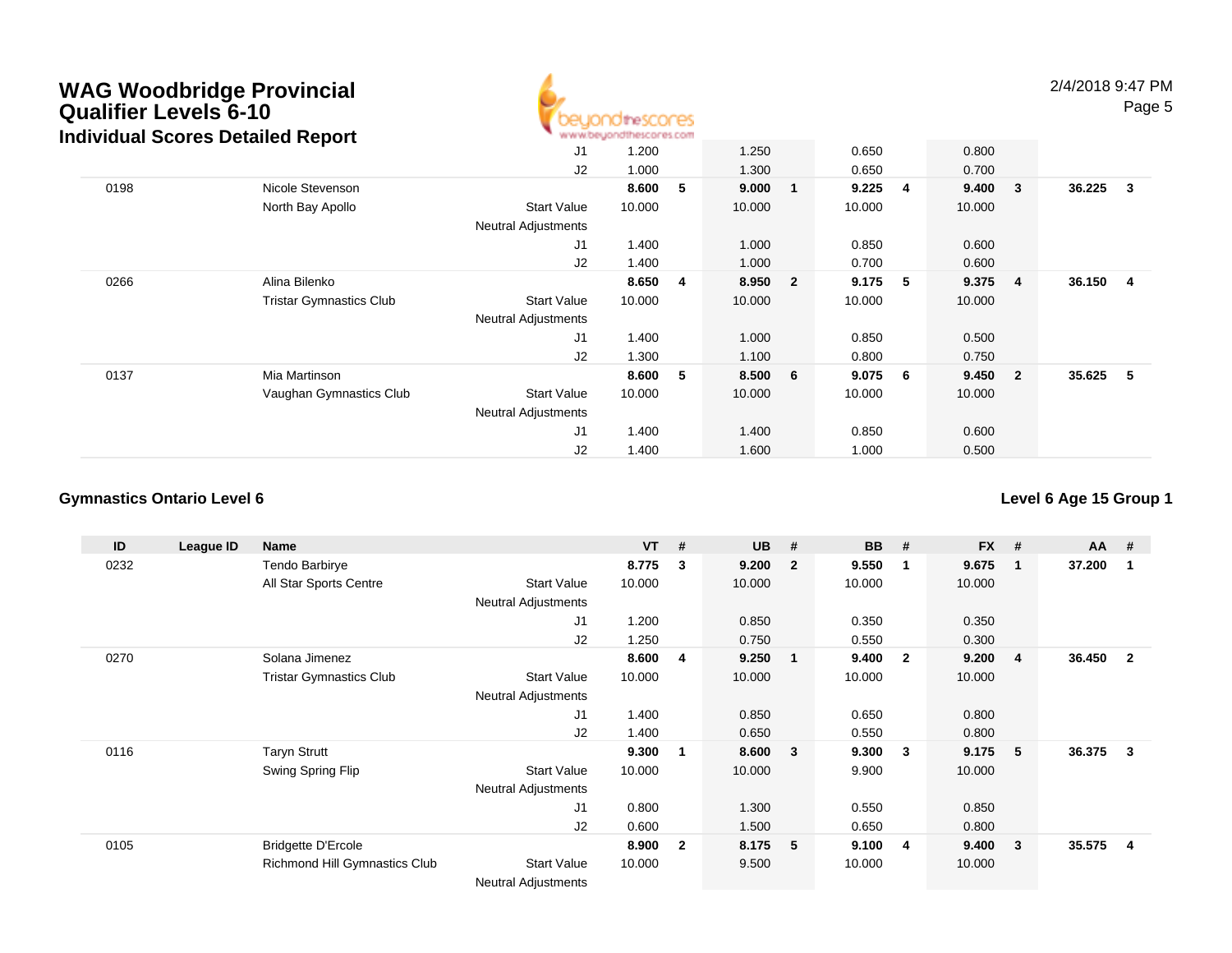# WAG Woodbridge Provincial Qualifier Levels 6-10

## Individual Scores Detailed Report

| ID | League ID | Name | | VT | # | UB | # | BB | # | FX | # | AA | # |
|---|---|---|---|---|---|---|---|---|---|---|---|---|---|
| | | | J1 | 1.200 | | 1.250 | | 0.650 | | 0.800 | | | |
| | | | J2 | 1.000 | | 1.300 | | 0.650 | | 0.700 | | | |
| 0198 | | Nicole Stevenson | | **8.600** | **5** | **9.000** | **1** | **9.225** | **4** | **9.400** | **3** | **36.225** | **3** |
| | | North Bay Apollo | Start Value | 10.000 | | 10.000 | | 10.000 | | 10.000 | | | |
| | | | Neutral Adjustments | | | | | | | | | | |
| | | | J1 | 1.400 | | 1.000 | | 0.850 | | 0.600 | | | |
| | | | J2 | 1.400 | | 1.000 | | 0.700 | | 0.600 | | | |
| 0266 | | Alina Bilenko | | **8.650** | **4** | **8.950** | **2** | **9.175** | **5** | **9.375** | **4** | **36.150** | **4** |
| | | Tristar Gymnastics Club | Start Value | 10.000 | | 10.000 | | 10.000 | | 10.000 | | | |
| | | | Neutral Adjustments | | | | | | | | | | |
| | | | J1 | 1.400 | | 1.000 | | 0.850 | | 0.500 | | | |
| | | | J2 | 1.300 | | 1.100 | | 0.800 | | 0.750 | | | |
| 0137 | | Mia Martinson | | **8.600** | **5** | **8.500** | **6** | **9.075** | **6** | **9.450** | **2** | **35.625** | **5** |
| | | Vaughan Gymnastics Club | Start Value | 10.000 | | 10.000 | | 10.000 | | 10.000 | | | |
| | | | Neutral Adjustments | | | | | | | | | | |
| | | | J1 | 1.400 | | 1.400 | | 0.850 | | 0.600 | | | |
| | | | J2 | 1.400 | | 1.600 | | 1.000 | | 0.500 | | | |

### Gymnastics Ontario Level 6

### Level 6 Age 15 Group 1

| ID | League ID | Name | | VT | # | UB | # | BB | # | FX | # | AA | # |
|---|---|---|---|---|---|---|---|---|---|---|---|---|---|
| 0232 | | Tendo Barbirye | | **8.775** | **3** | **9.200** | **2** | **9.550** | **1** | **9.675** | **1** | **37.200** | **1** |
| | | All Star Sports Centre | Start Value | 10.000 | | 10.000 | | 10.000 | | 10.000 | | | |
| | | | Neutral Adjustments | | | | | | | | | | |
| | | | J1 | 1.200 | | 0.850 | | 0.350 | | 0.350 | | | |
| | | | J2 | 1.250 | | 0.750 | | 0.550 | | 0.300 | | | |
| 0270 | | Solana Jimenez | | **8.600** | **4** | **9.250** | **1** | **9.400** | **2** | **9.200** | **4** | **36.450** | **2** |
| | | Tristar Gymnastics Club | Start Value | 10.000 | | 10.000 | | 10.000 | | 10.000 | | | |
| | | | Neutral Adjustments | | | | | | | | | | |
| | | | J1 | 1.400 | | 0.850 | | 0.650 | | 0.800 | | | |
| | | | J2 | 1.400 | | 0.650 | | 0.550 | | 0.800 | | | |
| 0116 | | Taryn Strutt | | **9.300** | **1** | **8.600** | **3** | **9.300** | **3** | **9.175** | **5** | **36.375** | **3** |
| | | Swing Spring Flip | Start Value | 10.000 | | 10.000 | | 9.900 | | 10.000 | | | |
| | | | Neutral Adjustments | | | | | | | | | | |
| | | | J1 | 0.800 | | 1.300 | | 0.550 | | 0.850 | | | |
| | | | J2 | 0.600 | | 1.500 | | 0.650 | | 0.800 | | | |
| 0105 | | Bridgette D'Ercole | | **8.900** | **2** | **8.175** | **5** | **9.100** | **4** | **9.400** | **3** | **35.575** | **4** |
| | | Richmond Hill Gymnastics Club | Start Value | 10.000 | | 9.500 | | 10.000 | | 10.000 | | | |
| | | | Neutral Adjustments | | | | | | | | | | |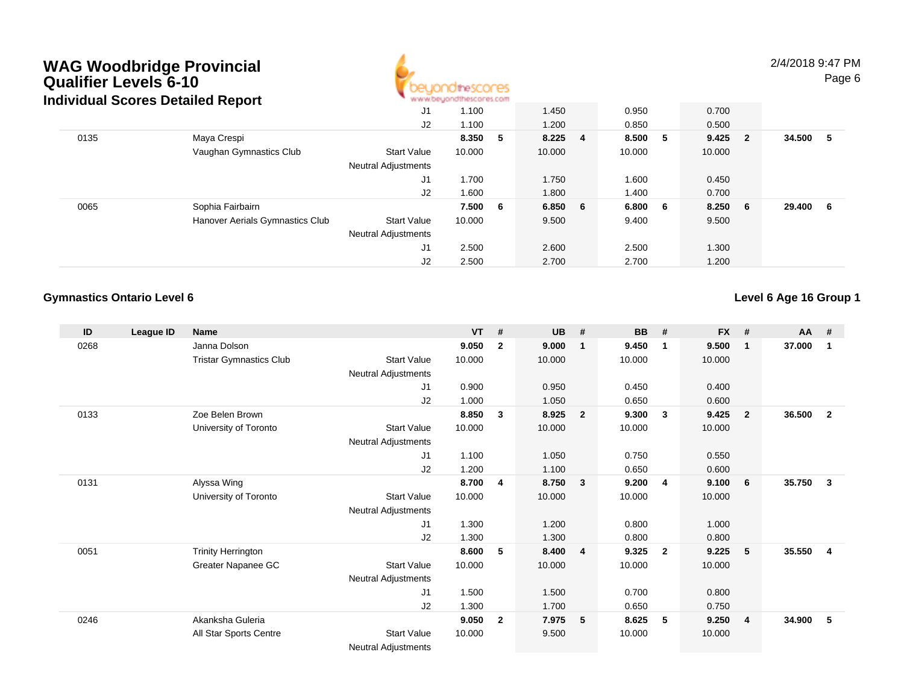# WAG Woodbridge Provincial Qualifier Levels 6-10

## Individual Scores Detailed Report

| ID | League ID | Name | | VT | # | UB | # | BB | # | FX | # | AA | # |
|---|---|---|---|---|---|---|---|---|---|---|---|---|---|
| | | | J1 | 1.100 | | 1.450 | | 0.950 | | 0.700 | | | |
| | | | J2 | 1.100 | | 1.200 | | 0.850 | | 0.500 | | | |
| 0135 | | Maya Crespi | | **8.350** | **5** | **8.225** | **4** | **8.500** | **5** | **9.425** | **2** | **34.500** | **5** |
| | | Vaughan Gymnastics Club | Start Value | 10.000 | | 10.000 | | 10.000 | | 10.000 | | | |
| | | | Neutral Adjustments | | | | | | | | | | |
| | | | J1 | 1.700 | | 1.750 | | 1.600 | | 0.450 | | | |
| | | | J2 | 1.600 | | 1.800 | | 1.400 | | 0.700 | | | |
| 0065 | | Sophia Fairbairn | | **7.500** | **6** | **6.850** | **6** | **6.800** | **6** | **8.250** | **6** | **29.400** | **6** |
| | | Hanover Aerials Gymnastics Club | Start Value | 10.000 | | 9.500 | | 9.400 | | 9.500 | | | |
| | | | Neutral Adjustments | | | | | | | | | | |
| | | | J1 | 2.500 | | 2.600 | | 2.500 | | 1.300 | | | |
| | | | J2 | 2.500 | | 2.700 | | 2.700 | | 1.200 | | | |

### Gymnastics Ontario Level 6

**Level 6 Age 16 Group 1**

| ID | League ID | Name | | VT | # | UB | # | BB | # | FX | # | AA | # |
|---|---|---|---|---|---|---|---|---|---|---|---|---|---|
| 0268 | | Janna Dolson | | **9.050** | **2** | **9.000** | **1** | **9.450** | **1** | **9.500** | **1** | **37.000** | **1** |
| | | Tristar Gymnastics Club | Start Value | 10.000 | | 10.000 | | 10.000 | | 10.000 | | | |
| | | | Neutral Adjustments | | | | | | | | | | |
| | | | J1 | 0.900 | | 0.950 | | 0.450 | | 0.400 | | | |
| | | | J2 | 1.000 | | 1.050 | | 0.650 | | 0.600 | | | |
| 0133 | | Zoe Belen Brown | | **8.850** | **3** | **8.925** | **2** | **9.300** | **3** | **9.425** | **2** | **36.500** | **2** |
| | | University of Toronto | Start Value | 10.000 | | 10.000 | | 10.000 | | 10.000 | | | |
| | | | Neutral Adjustments | | | | | | | | | | |
| | | | J1 | 1.100 | | 1.050 | | 0.750 | | 0.550 | | | |
| | | | J2 | 1.200 | | 1.100 | | 0.650 | | 0.600 | | | |
| 0131 | | Alyssa Wing | | **8.700** | **4** | **8.750** | **3** | **9.200** | **4** | **9.100** | **6** | **35.750** | **3** |
| | | University of Toronto | Start Value | 10.000 | | 10.000 | | 10.000 | | 10.000 | | | |
| | | | Neutral Adjustments | | | | | | | | | | |
| | | | J1 | 1.300 | | 1.200 | | 0.800 | | 1.000 | | | |
| | | | J2 | 1.300 | | 1.300 | | 0.800 | | 0.800 | | | |
| 0051 | | Trinity Herrington | | **8.600** | **5** | **8.400** | **4** | **9.325** | **2** | **9.225** | **5** | **35.550** | **4** |
| | | Greater Napanee GC | Start Value | 10.000 | | 10.000 | | 10.000 | | 10.000 | | | |
| | | | Neutral Adjustments | | | | | | | | | | |
| | | | J1 | 1.500 | | 1.500 | | 0.700 | | 0.800 | | | |
| | | | J2 | 1.300 | | 1.700 | | 0.650 | | 0.750 | | | |
| 0246 | | Akanksha Guleria | | **9.050** | **2** | **7.975** | **5** | **8.625** | **5** | **9.250** | **4** | **34.900** | **5** |
| | | All Star Sports Centre | Start Value | 10.000 | | 9.500 | | 10.000 | | 10.000 | | | |
| | | | Neutral Adjustments | | | | | | | | | | |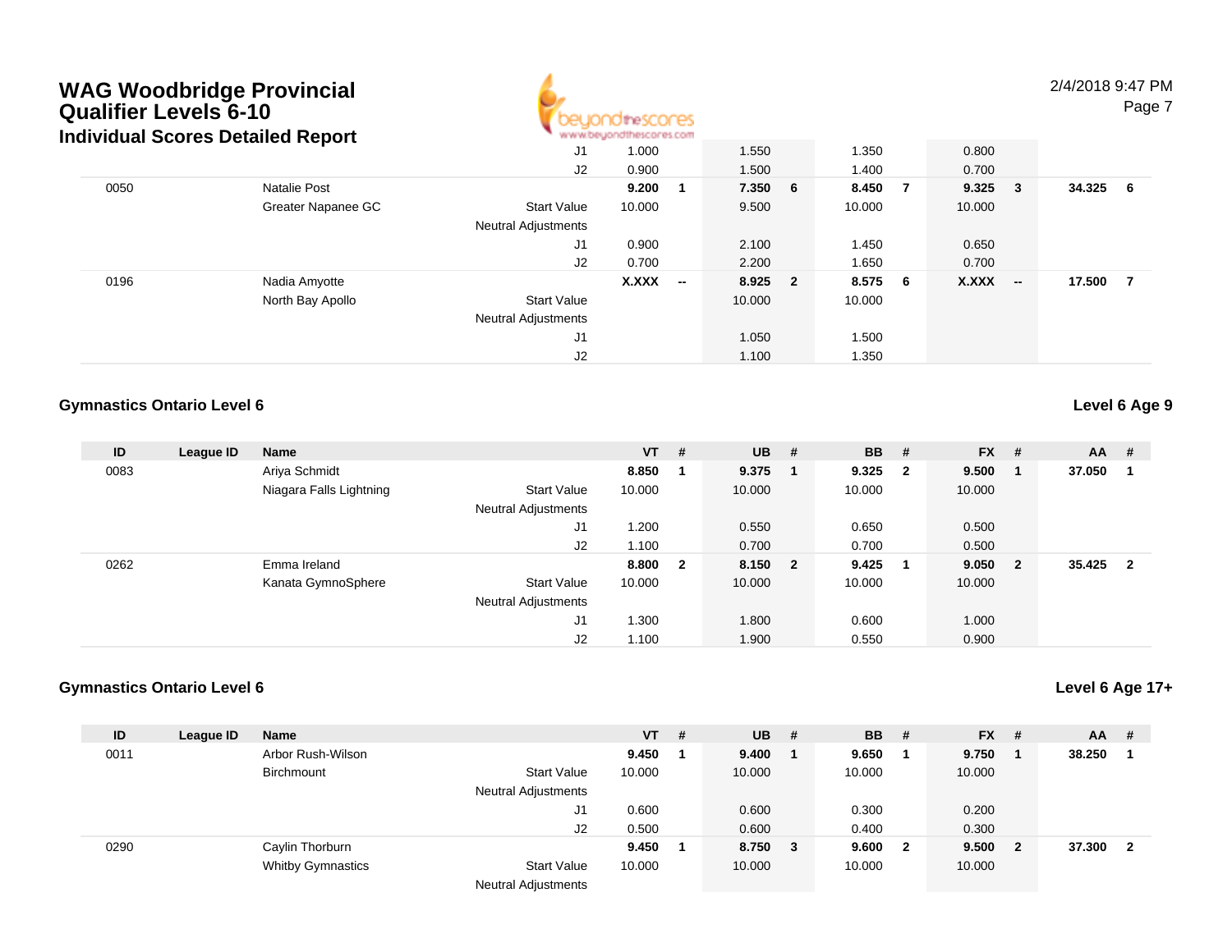# WAG Woodbridge Provincial Qualifier Levels 6-10

## Individual Scores Detailed Report

| ID | League ID | Name | | VT | # | UB | # | BB | # | FX | # | AA | # |
|---|---|---|---|---|---|---|---|---|---|---|---|---|---|
| | | | J1 | 1.000 | | 1.550 | | 1.350 | | 0.800 | | | |
| | | | J2 | 0.900 | | 1.500 | | 1.400 | | 0.700 | | | |
| 0050 | | Natalie Post | | **9.200** | **1** | **7.350** | **6** | **8.450** | **7** | **9.325** | **3** | **34.325** | **6** |
| | | Greater Napanee GC | Start Value | 10.000 | | 9.500 | | 10.000 | | 10.000 | | | |
| | | | Neutral Adjustments | | | | | | | | | | |
| | | | J1 | 0.900 | | 2.100 | | 1.450 | | 0.650 | | | |
| | | | J2 | 0.700 | | 2.200 | | 1.650 | | 0.700 | | | |
| 0196 | | Nadia Amyotte | | **X.XXX** | **--** | **8.925** | **2** | **8.575** | **6** | **X.XXX** | **--** | **17.500** | **7** |
| | | North Bay Apollo | Start Value | | | 10.000 | | 10.000 | | | | | |
| | | | Neutral Adjustments | | | | | | | | | | |
| | | | J1 | | | 1.050 | | 1.500 | | | | | |
| | | | J2 | | | 1.100 | | 1.350 | | | | | |

### Gymnastics Ontario Level 6 — Level 6 Age 9

| ID | League ID | Name | | VT | # | UB | # | BB | # | FX | # | AA | # |
|---|---|---|---|---|---|---|---|---|---|---|---|---|---|
| 0083 | | Ariya Schmidt | | **8.850** | **1** | **9.375** | **1** | **9.325** | **2** | **9.500** | **1** | **37.050** | **1** |
| | | Niagara Falls Lightning | Start Value | 10.000 | | 10.000 | | 10.000 | | 10.000 | | | |
| | | | Neutral Adjustments | | | | | | | | | | |
| | | | J1 | 1.200 | | 0.550 | | 0.650 | | 0.500 | | | |
| | | | J2 | 1.100 | | 0.700 | | 0.700 | | 0.500 | | | |
| 0262 | | Emma Ireland | | **8.800** | **2** | **8.150** | **2** | **9.425** | **1** | **9.050** | **2** | **35.425** | **2** |
| | | Kanata GymnoSphere | Start Value | 10.000 | | 10.000 | | 10.000 | | 10.000 | | | |
| | | | Neutral Adjustments | | | | | | | | | | |
| | | | J1 | 1.300 | | 1.800 | | 0.600 | | 1.000 | | | |
| | | | J2 | 1.100 | | 1.900 | | 0.550 | | 0.900 | | | |

### Gymnastics Ontario Level 6 — Level 6 Age 17+

| ID | League ID | Name | | VT | # | UB | # | BB | # | FX | # | AA | # |
|---|---|---|---|---|---|---|---|---|---|---|---|---|---|
| 0011 | | Arbor Rush-Wilson | | **9.450** | **1** | **9.400** | **1** | **9.650** | **1** | **9.750** | **1** | **38.250** | **1** |
| | | Birchmount | Start Value | 10.000 | | 10.000 | | 10.000 | | 10.000 | | | |
| | | | Neutral Adjustments | | | | | | | | | | |
| | | | J1 | 0.600 | | 0.600 | | 0.300 | | 0.200 | | | |
| | | | J2 | 0.500 | | 0.600 | | 0.400 | | 0.300 | | | |
| 0290 | | Caylin Thorburn | | **9.450** | **1** | **8.750** | **3** | **9.600** | **2** | **9.500** | **2** | **37.300** | **2** |
| | | Whitby Gymnastics | Start Value | 10.000 | | 10.000 | | 10.000 | | 10.000 | | | |
| | | | Neutral Adjustments | | | | | | | | | | |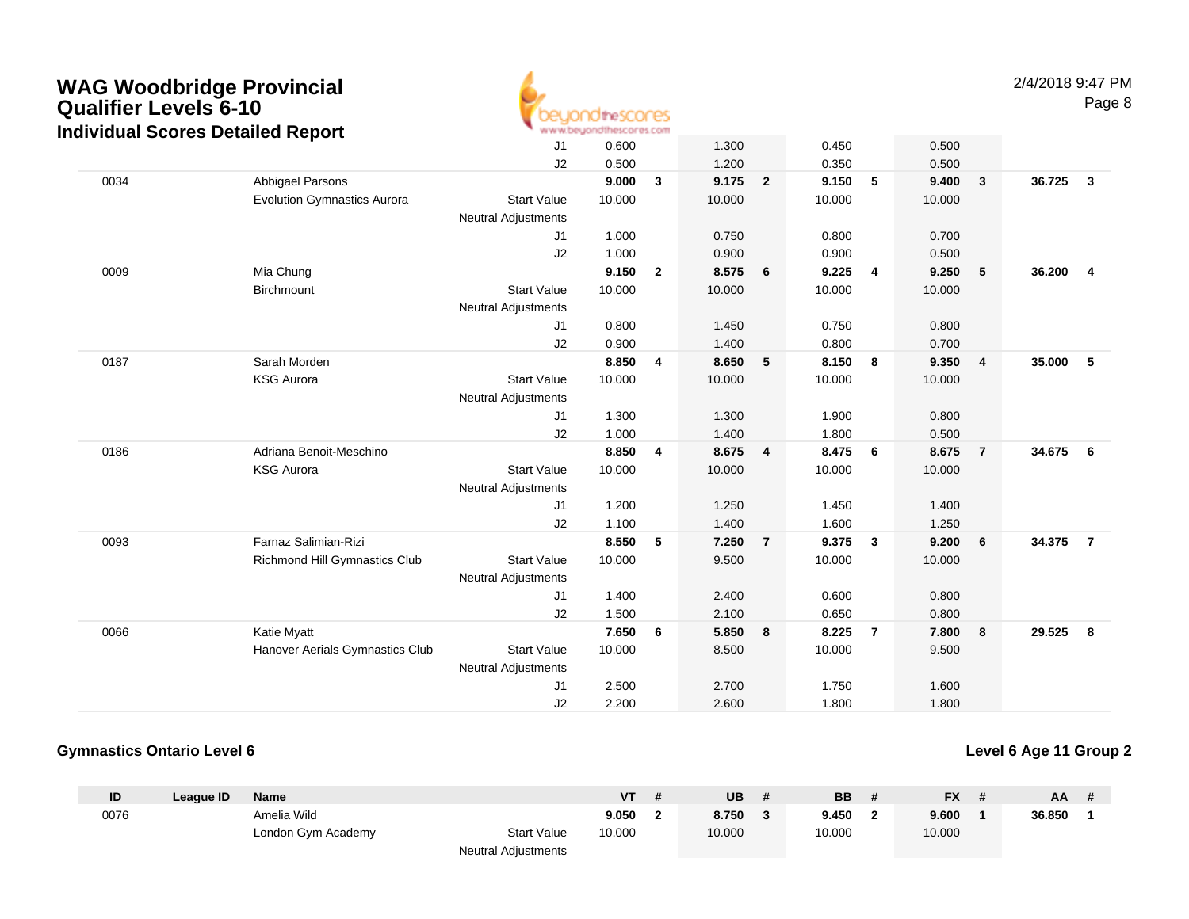# WAG Woodbridge Provincial Qualifier Levels 6-10

## Individual Scores Detailed Report

| ID | League ID | Name | | VT | # | UB | # | BB | # | FX | # | AA | # |
|---|---|---|---|---|---|---|---|---|---|---|---|---|---|
| | | | J1 | 0.600 | | 1.300 | | 0.450 | | 0.500 | | | |
| | | | J2 | 0.500 | | 1.200 | | 0.350 | | 0.500 | | | |
| 0034 | | Abbigael Parsons | | **9.000** | **3** | **9.175** | **2** | **9.150** | **5** | **9.400** | **3** | **36.725** | **3** |
| | | Evolution Gymnastics Aurora | Start Value | 10.000 | | 10.000 | | 10.000 | | 10.000 | | | |
| | | | Neutral Adjustments | | | | | | | | | | |
| | | | J1 | 1.000 | | 0.750 | | 0.800 | | 0.700 | | | |
| | | | J2 | 1.000 | | 0.900 | | 0.900 | | 0.500 | | | |
| 0009 | | Mia Chung | | **9.150** | **2** | **8.575** | **6** | **9.225** | **4** | **9.250** | **5** | **36.200** | **4** |
| | | Birchmount | Start Value | 10.000 | | 10.000 | | 10.000 | | 10.000 | | | |
| | | | Neutral Adjustments | | | | | | | | | | |
| | | | J1 | 0.800 | | 1.450 | | 0.750 | | 0.800 | | | |
| | | | J2 | 0.900 | | 1.400 | | 0.800 | | 0.700 | | | |
| 0187 | | Sarah Morden | | **8.850** | **4** | **8.650** | **5** | **8.150** | **8** | **9.350** | **4** | **35.000** | **5** |
| | | KSG Aurora | Start Value | 10.000 | | 10.000 | | 10.000 | | 10.000 | | | |
| | | | Neutral Adjustments | | | | | | | | | | |
| | | | J1 | 1.300 | | 1.300 | | 1.900 | | 0.800 | | | |
| | | | J2 | 1.000 | | 1.400 | | 1.800 | | 0.500 | | | |
| 0186 | | Adriana Benoit-Meschino | | **8.850** | **4** | **8.675** | **4** | **8.475** | **6** | **8.675** | **7** | **34.675** | **6** |
| | | KSG Aurora | Start Value | 10.000 | | 10.000 | | 10.000 | | 10.000 | | | |
| | | | Neutral Adjustments | | | | | | | | | | |
| | | | J1 | 1.200 | | 1.250 | | 1.450 | | 1.400 | | | |
| | | | J2 | 1.100 | | 1.400 | | 1.600 | | 1.250 | | | |
| 0093 | | Farnaz Salimian-Rizi | | **8.550** | **5** | **7.250** | **7** | **9.375** | **3** | **9.200** | **6** | **34.375** | **7** |
| | | Richmond Hill Gymnastics Club | Start Value | 10.000 | | 9.500 | | 10.000 | | 10.000 | | | |
| | | | Neutral Adjustments | | | | | | | | | | |
| | | | J1 | 1.400 | | 2.400 | | 0.600 | | 0.800 | | | |
| | | | J2 | 1.500 | | 2.100 | | 0.650 | | 0.800 | | | |
| 0066 | | Katie Myatt | | **7.650** | **6** | **5.850** | **8** | **8.225** | **7** | **7.800** | **8** | **29.525** | **8** |
| | | Hanover Aerials Gymnastics Club | Start Value | 10.000 | | 8.500 | | 10.000 | | 9.500 | | | |
| | | | Neutral Adjustments | | | | | | | | | | |
| | | | J1 | 2.500 | | 2.700 | | 1.750 | | 1.600 | | | |
| | | | J2 | 2.200 | | 2.600 | | 1.800 | | 1.800 | | | |

### Gymnastics Ontario Level 6

### Level 6 Age 11 Group 2

| ID | League ID | Name | | VT | # | UB | # | BB | # | FX | # | AA | # |
|---|---|---|---|---|---|---|---|---|---|---|---|---|---|
| 0076 | | Amelia Wild | | **9.050** | **2** | **8.750** | **3** | **9.450** | **2** | **9.600** | **1** | **36.850** | **1** |
| | | London Gym Academy | Start Value | 10.000 | | 10.000 | | 10.000 | | 10.000 | | | |
| | | | Neutral Adjustments | | | | | | | | | | |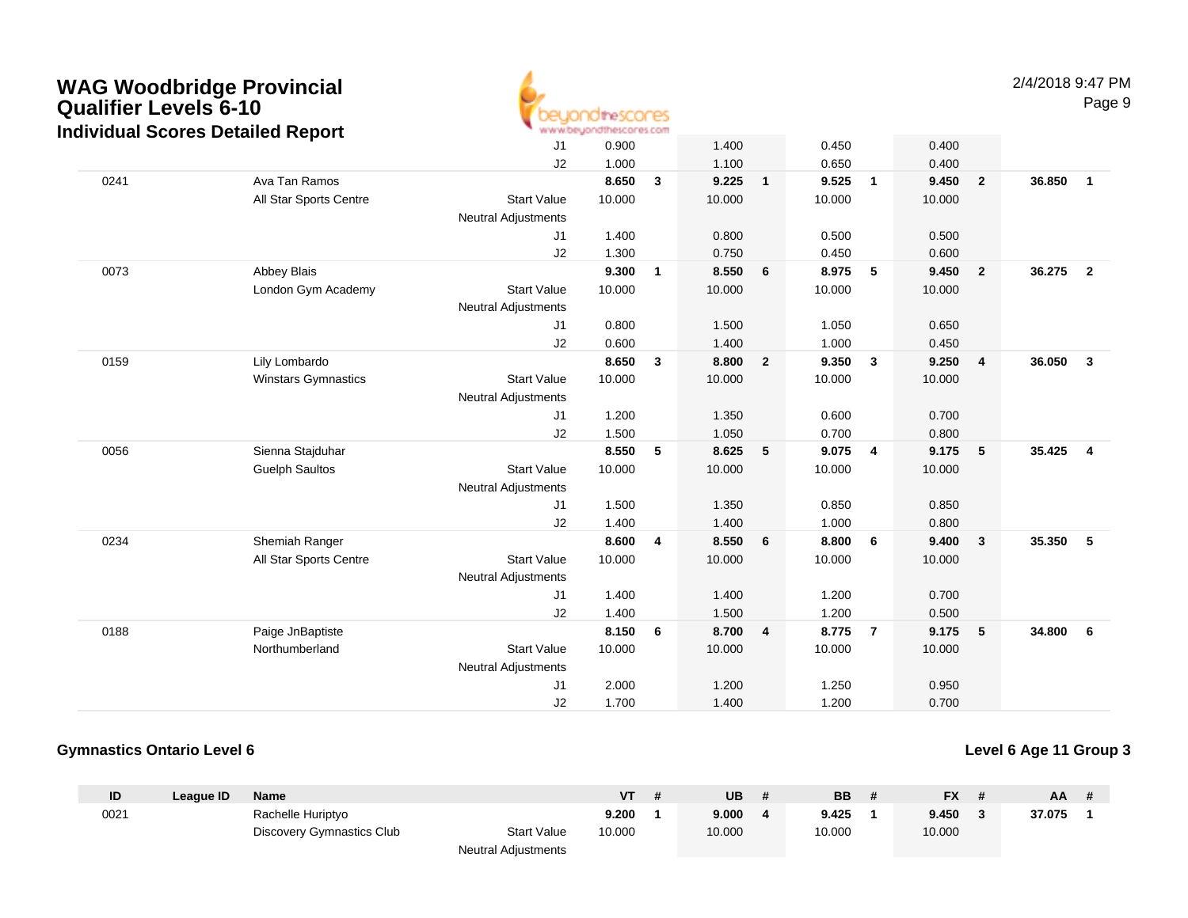# WAG Woodbridge Provincial Qualifier Levels 6-10

## Individual Scores Detailed Report

| ID | League ID | Name | | VT | # | UB | # | BB | # | FX | # | AA | # |
|---|---|---|---|---|---|---|---|---|---|---|---|---|---|
| | | | J1 | 0.900 | | 1.400 | | 0.450 | | 0.400 | | | |
| | | | J2 | 1.000 | | 1.100 | | 0.650 | | 0.400 | | | |
| 0241 | | Ava Tan Ramos | | **8.650** | **3** | **9.225** | **1** | **9.525** | **1** | **9.450** | **2** | **36.850** | **1** |
| | | All Star Sports Centre | Start Value | 10.000 | | 10.000 | | 10.000 | | 10.000 | | | |
| | | | Neutral Adjustments | | | | | | | | | | |
| | | | J1 | 1.400 | | 0.800 | | 0.500 | | 0.500 | | | |
| | | | J2 | 1.300 | | 0.750 | | 0.450 | | 0.600 | | | |
| 0073 | | Abbey Blais | | **9.300** | **1** | **8.550** | **6** | **8.975** | **5** | **9.450** | **2** | **36.275** | **2** |
| | | London Gym Academy | Start Value | 10.000 | | 10.000 | | 10.000 | | 10.000 | | | |
| | | | Neutral Adjustments | | | | | | | | | | |
| | | | J1 | 0.800 | | 1.500 | | 1.050 | | 0.650 | | | |
| | | | J2 | 0.600 | | 1.400 | | 1.000 | | 0.450 | | | |
| 0159 | | Lily Lombardo | | **8.650** | **3** | **8.800** | **2** | **9.350** | **3** | **9.250** | **4** | **36.050** | **3** |
| | | Winstars Gymnastics | Start Value | 10.000 | | 10.000 | | 10.000 | | 10.000 | | | |
| | | | Neutral Adjustments | | | | | | | | | | |
| | | | J1 | 1.200 | | 1.350 | | 0.600 | | 0.700 | | | |
| | | | J2 | 1.500 | | 1.050 | | 0.700 | | 0.800 | | | |
| 0056 | | Sienna Stajduhar | | **8.550** | **5** | **8.625** | **5** | **9.075** | **4** | **9.175** | **5** | **35.425** | **4** |
| | | Guelph Saultos | Start Value | 10.000 | | 10.000 | | 10.000 | | 10.000 | | | |
| | | | Neutral Adjustments | | | | | | | | | | |
| | | | J1 | 1.500 | | 1.350 | | 0.850 | | 0.850 | | | |
| | | | J2 | 1.400 | | 1.400 | | 1.000 | | 0.800 | | | |
| 0234 | | Shemiah Ranger | | **8.600** | **4** | **8.550** | **6** | **8.800** | **6** | **9.400** | **3** | **35.350** | **5** |
| | | All Star Sports Centre | Start Value | 10.000 | | 10.000 | | 10.000 | | 10.000 | | | |
| | | | Neutral Adjustments | | | | | | | | | | |
| | | | J1 | 1.400 | | 1.400 | | 1.200 | | 0.700 | | | |
| | | | J2 | 1.400 | | 1.500 | | 1.200 | | 0.500 | | | |
| 0188 | | Paige JnBaptiste | | **8.150** | **6** | **8.700** | **4** | **8.775** | **7** | **9.175** | **5** | **34.800** | **6** |
| | | Northumberland | Start Value | 10.000 | | 10.000 | | 10.000 | | 10.000 | | | |
| | | | Neutral Adjustments | | | | | | | | | | |
| | | | J1 | 2.000 | | 1.200 | | 1.250 | | 0.950 | | | |
| | | | J2 | 1.700 | | 1.400 | | 1.200 | | 0.700 | | | |

### Gymnastics Ontario Level 6

### Level 6 Age 11 Group 3

| ID | League ID | Name | | VT | # | UB | # | BB | # | FX | # | AA | # |
|---|---|---|---|---|---|---|---|---|---|---|---|---|---|
| 0021 | | Rachelle Huriptyo | | **9.200** | **1** | **9.000** | **4** | **9.425** | **1** | **9.450** | **3** | **37.075** | **1** |
| | | Discovery Gymnastics Club | Start Value | 10.000 | | 10.000 | | 10.000 | | 10.000 | | | |
| | | | Neutral Adjustments | | | | | | | | | | |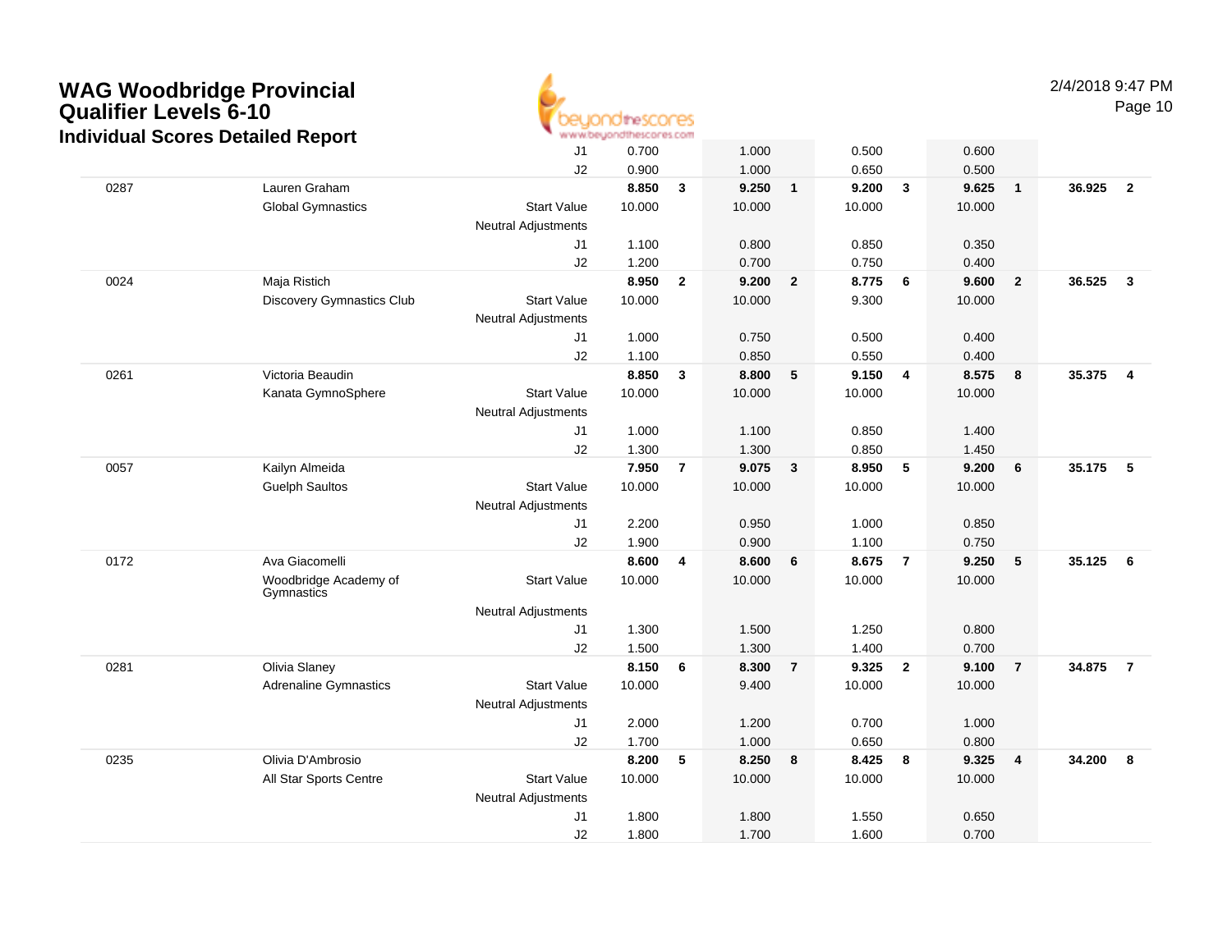# WAG Woodbridge Provincial Qualifier Levels 6-10

## Individual Scores Detailed Report

2/4/2018 9:47 PM

| # | Name / Club | | Vault | Rank | Bars | Rank | Beam | Rank | Floor | Rank | AA | Rank |
|---|---|---|---|---|---|---|---|---|---|---|---|---|
| | | J1 | 0.700 | | 1.000 | | 0.500 | | 0.600 | | | |
| | | J2 | 0.900 | | 1.000 | | 0.650 | | 0.500 | | | |
| 0287 | Lauren Graham | | **8.850** | **3** | **9.250** | **1** | **9.200** | **3** | **9.625** | **1** | **36.925** | **2** |
| | Global Gymnastics | Start Value | 10.000 | | 10.000 | | 10.000 | | 10.000 | | | |
| | | Neutral Adjustments | | | | | | | | | | |
| | | J1 | 1.100 | | 0.800 | | 0.850 | | 0.350 | | | |
| | | J2 | 1.200 | | 0.700 | | 0.750 | | 0.400 | | | |
| 0024 | Maja Ristich | | **8.950** | **2** | **9.200** | **2** | **8.775** | **6** | **9.600** | **2** | **36.525** | **3** |
| | Discovery Gymnastics Club | Start Value | 10.000 | | 10.000 | | 9.300 | | 10.000 | | | |
| | | Neutral Adjustments | | | | | | | | | | |
| | | J1 | 1.000 | | 0.750 | | 0.500 | | 0.400 | | | |
| | | J2 | 1.100 | | 0.850 | | 0.550 | | 0.400 | | | |
| 0261 | Victoria Beaudin | | **8.850** | **3** | **8.800** | **5** | **9.150** | **4** | **8.575** | **8** | **35.375** | **4** |
| | Kanata GymnoSphere | Start Value | 10.000 | | 10.000 | | 10.000 | | 10.000 | | | |
| | | Neutral Adjustments | | | | | | | | | | |
| | | J1 | 1.000 | | 1.100 | | 0.850 | | 1.400 | | | |
| | | J2 | 1.300 | | 1.300 | | 0.850 | | 1.450 | | | |
| 0057 | Kailyn Almeida | | **7.950** | **7** | **9.075** | **3** | **8.950** | **5** | **9.200** | **6** | **35.175** | **5** |
| | Guelph Saultos | Start Value | 10.000 | | 10.000 | | 10.000 | | 10.000 | | | |
| | | Neutral Adjustments | | | | | | | | | | |
| | | J1 | 2.200 | | 0.950 | | 1.000 | | 0.850 | | | |
| | | J2 | 1.900 | | 0.900 | | 1.100 | | 0.750 | | | |
| 0172 | Ava Giacomelli | | **8.600** | **4** | **8.600** | **6** | **8.675** | **7** | **9.250** | **5** | **35.125** | **6** |
| | Woodbridge Academy of Gymnastics | Start Value | 10.000 | | 10.000 | | 10.000 | | 10.000 | | | |
| | | Neutral Adjustments | | | | | | | | | | |
| | | J1 | 1.300 | | 1.500 | | 1.250 | | 0.800 | | | |
| | | J2 | 1.500 | | 1.300 | | 1.400 | | 0.700 | | | |
| 0281 | Olivia Slaney | | **8.150** | **6** | **8.300** | **7** | **9.325** | **2** | **9.100** | **7** | **34.875** | **7** |
| | Adrenaline Gymnastics | Start Value | 10.000 | | 9.400 | | 10.000 | | 10.000 | | | |
| | | Neutral Adjustments | | | | | | | | | | |
| | | J1 | 2.000 | | 1.200 | | 0.700 | | 1.000 | | | |
| | | J2 | 1.700 | | 1.000 | | 0.650 | | 0.800 | | | |
| 0235 | Olivia D'Ambrosio | | **8.200** | **5** | **8.250** | **8** | **8.425** | **8** | **9.325** | **4** | **34.200** | **8** |
| | All Star Sports Centre | Start Value | 10.000 | | 10.000 | | 10.000 | | 10.000 | | | |
| | | Neutral Adjustments | | | | | | | | | | |
| | | J1 | 1.800 | | 1.800 | | 1.550 | | 0.650 | | | |
| | | J2 | 1.800 | | 1.700 | | 1.600 | | 0.700 | | | |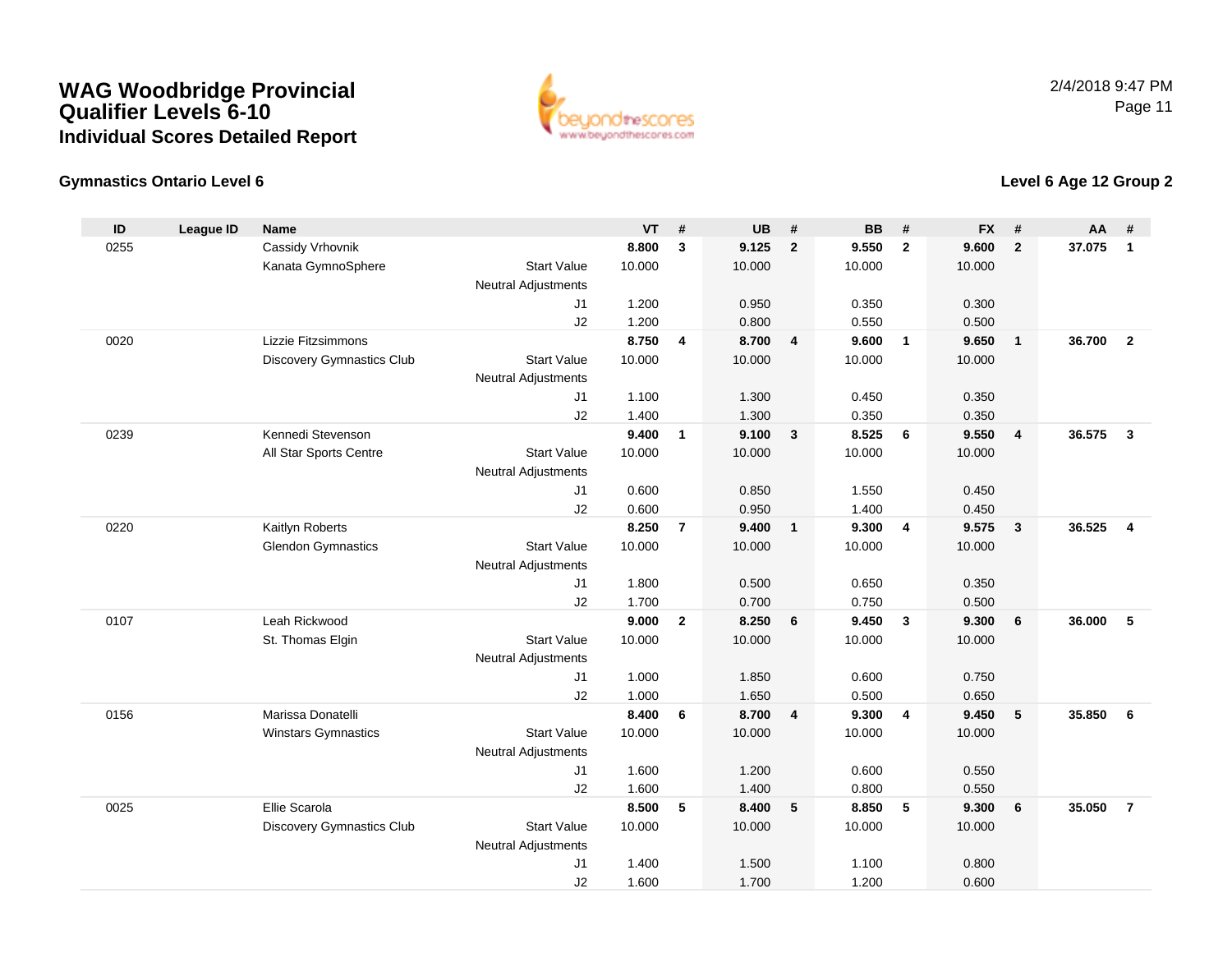# WAG Woodbridge Provincial Qualifier Levels 6-10

## Individual Scores Detailed Report

2/4/2018 9:47 PM

### Gymnastics Ontario Level 6

### Level 6 Age 12 Group 2

| ID | League ID | Name | | VT | # | UB | # | BB | # | FX | # | AA | # |
|---|---|---|---|---|---|---|---|---|---|---|---|---|---|
| 0255 | | Cassidy Vrhovnik | | **8.800** | **3** | **9.125** | **2** | **9.550** | **2** | **9.600** | **2** | **37.075** | **1** |
| | | Kanata GymnoSphere | Start Value | 10.000 | | 10.000 | | 10.000 | | 10.000 | | | |
| | | | Neutral Adjustments | | | | | | | | | | |
| | | | J1 | 1.200 | | 0.950 | | 0.350 | | 0.300 | | | |
| | | | J2 | 1.200 | | 0.800 | | 0.550 | | 0.500 | | | |
| 0020 | | Lizzie Fitzsimmons | | **8.750** | **4** | **8.700** | **4** | **9.600** | **1** | **9.650** | **1** | **36.700** | **2** |
| | | Discovery Gymnastics Club | Start Value | 10.000 | | 10.000 | | 10.000 | | 10.000 | | | |
| | | | Neutral Adjustments | | | | | | | | | | |
| | | | J1 | 1.100 | | 1.300 | | 0.450 | | 0.350 | | | |
| | | | J2 | 1.400 | | 1.300 | | 0.350 | | 0.350 | | | |
| 0239 | | Kennedi Stevenson | | **9.400** | **1** | **9.100** | **3** | **8.525** | **6** | **9.550** | **4** | **36.575** | **3** |
| | | All Star Sports Centre | Start Value | 10.000 | | 10.000 | | 10.000 | | 10.000 | | | |
| | | | Neutral Adjustments | | | | | | | | | | |
| | | | J1 | 0.600 | | 0.850 | | 1.550 | | 0.450 | | | |
| | | | J2 | 0.600 | | 0.950 | | 1.400 | | 0.450 | | | |
| 0220 | | Kaitlyn Roberts | | **8.250** | **7** | **9.400** | **1** | **9.300** | **4** | **9.575** | **3** | **36.525** | **4** |
| | | Glendon Gymnastics | Start Value | 10.000 | | 10.000 | | 10.000 | | 10.000 | | | |
| | | | Neutral Adjustments | | | | | | | | | | |
| | | | J1 | 1.800 | | 0.500 | | 0.650 | | 0.350 | | | |
| | | | J2 | 1.700 | | 0.700 | | 0.750 | | 0.500 | | | |
| 0107 | | Leah Rickwood | | **9.000** | **2** | **8.250** | **6** | **9.450** | **3** | **9.300** | **6** | **36.000** | **5** |
| | | St. Thomas Elgin | Start Value | 10.000 | | 10.000 | | 10.000 | | 10.000 | | | |
| | | | Neutral Adjustments | | | | | | | | | | |
| | | | J1 | 1.000 | | 1.850 | | 0.600 | | 0.750 | | | |
| | | | J2 | 1.000 | | 1.650 | | 0.500 | | 0.650 | | | |
| 0156 | | Marissa Donatelli | | **8.400** | **6** | **8.700** | **4** | **9.300** | **4** | **9.450** | **5** | **35.850** | **6** |
| | | Winstars Gymnastics | Start Value | 10.000 | | 10.000 | | 10.000 | | 10.000 | | | |
| | | | Neutral Adjustments | | | | | | | | | | |
| | | | J1 | 1.600 | | 1.200 | | 0.600 | | 0.550 | | | |
| | | | J2 | 1.600 | | 1.400 | | 0.800 | | 0.550 | | | |
| 0025 | | Ellie Scarola | | **8.500** | **5** | **8.400** | **5** | **8.850** | **5** | **9.300** | **6** | **35.050** | **7** |
| | | Discovery Gymnastics Club | Start Value | 10.000 | | 10.000 | | 10.000 | | 10.000 | | | |
| | | | Neutral Adjustments | | | | | | | | | | |
| | | | J1 | 1.400 | | 1.500 | | 1.100 | | 0.800 | | | |
| | | | J2 | 1.600 | | 1.700 | | 1.200 | | 0.600 | | | |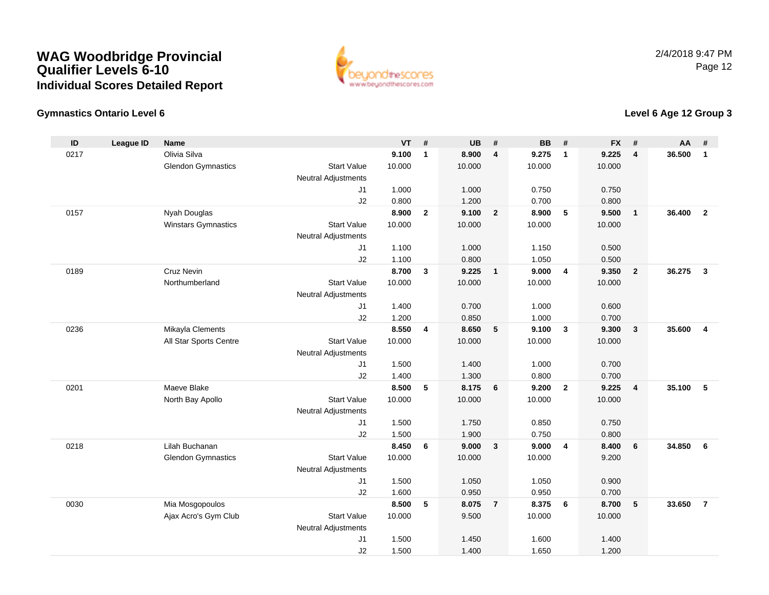# WAG Woodbridge Provincial Qualifier Levels 6-10

## Individual Scores Detailed Report

2/4/2018 9:47 PM

### Gymnastics Ontario Level 6

### Level 6 Age 12 Group 3

| ID | League ID | Name | | VT | # | UB | # | BB | # | FX | # | AA | # |
|---|---|---|---|---|---|---|---|---|---|---|---|---|---|
| 0217 | | Olivia Silva | | **9.100** | **1** | **8.900** | **4** | **9.275** | **1** | **9.225** | **4** | **36.500** | **1** |
| | | Glendon Gymnastics | Start Value | 10.000 | | 10.000 | | 10.000 | | 10.000 | | | |
| | | | Neutral Adjustments | | | | | | | | | | |
| | | | J1 | 1.000 | | 1.000 | | 0.750 | | 0.750 | | | |
| | | | J2 | 0.800 | | 1.200 | | 0.700 | | 0.800 | | | |
| 0157 | | Nyah Douglas | | **8.900** | **2** | **9.100** | **2** | **8.900** | **5** | **9.500** | **1** | **36.400** | **2** |
| | | Winstars Gymnastics | Start Value | 10.000 | | 10.000 | | 10.000 | | 10.000 | | | |
| | | | Neutral Adjustments | | | | | | | | | | |
| | | | J1 | 1.100 | | 1.000 | | 1.150 | | 0.500 | | | |
| | | | J2 | 1.100 | | 0.800 | | 1.050 | | 0.500 | | | |
| 0189 | | Cruz Nevin | | **8.700** | **3** | **9.225** | **1** | **9.000** | **4** | **9.350** | **2** | **36.275** | **3** |
| | | Northumberland | Start Value | 10.000 | | 10.000 | | 10.000 | | 10.000 | | | |
| | | | Neutral Adjustments | | | | | | | | | | |
| | | | J1 | 1.400 | | 0.700 | | 1.000 | | 0.600 | | | |
| | | | J2 | 1.200 | | 0.850 | | 1.000 | | 0.700 | | | |
| 0236 | | Mikayla Clements | | **8.550** | **4** | **8.650** | **5** | **9.100** | **3** | **9.300** | **3** | **35.600** | **4** |
| | | All Star Sports Centre | Start Value | 10.000 | | 10.000 | | 10.000 | | 10.000 | | | |
| | | | Neutral Adjustments | | | | | | | | | | |
| | | | J1 | 1.500 | | 1.400 | | 1.000 | | 0.700 | | | |
| | | | J2 | 1.400 | | 1.300 | | 0.800 | | 0.700 | | | |
| 0201 | | Maeve Blake | | **8.500** | **5** | **8.175** | **6** | **9.200** | **2** | **9.225** | **4** | **35.100** | **5** |
| | | North Bay Apollo | Start Value | 10.000 | | 10.000 | | 10.000 | | 10.000 | | | |
| | | | Neutral Adjustments | | | | | | | | | | |
| | | | J1 | 1.500 | | 1.750 | | 0.850 | | 0.750 | | | |
| | | | J2 | 1.500 | | 1.900 | | 0.750 | | 0.800 | | | |
| 0218 | | Lilah Buchanan | | **8.450** | **6** | **9.000** | **3** | **9.000** | **4** | **8.400** | **6** | **34.850** | **6** |
| | | Glendon Gymnastics | Start Value | 10.000 | | 10.000 | | 10.000 | | 9.200 | | | |
| | | | Neutral Adjustments | | | | | | | | | | |
| | | | J1 | 1.500 | | 1.050 | | 1.050 | | 0.900 | | | |
| | | | J2 | 1.600 | | 0.950 | | 0.950 | | 0.700 | | | |
| 0030 | | Mia Mosgopoulos | | **8.500** | **5** | **8.075** | **7** | **8.375** | **6** | **8.700** | **5** | **33.650** | **7** |
| | | Ajax Acro's Gym Club | Start Value | 10.000 | | 9.500 | | 10.000 | | 10.000 | | | |
| | | | Neutral Adjustments | | | | | | | | | | |
| | | | J1 | 1.500 | | 1.450 | | 1.600 | | 1.400 | | | |
| | | | J2 | 1.500 | | 1.400 | | 1.650 | | 1.200 | | | |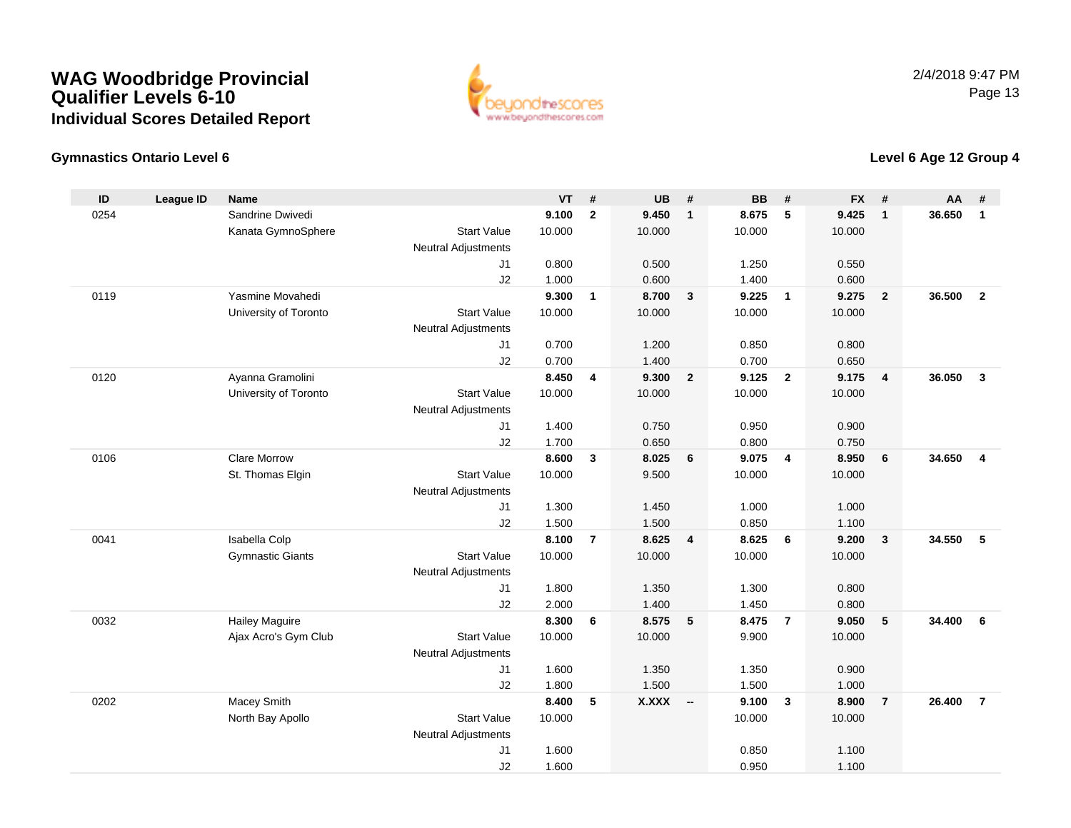# WAG Woodbridge Provincial Qualifier Levels 6-10

## Individual Scores Detailed Report

2/4/2018 9:47 PM

### Gymnastics Ontario Level 6

### Level 6 Age 12 Group 4

| ID | League ID | Name | | VT | # | UB | # | BB | # | FX | # | AA | # |
|---|---|---|---|---|---|---|---|---|---|---|---|---|---|
| 0254 | | Sandrine Dwivedi | | **9.100** | **2** | **9.450** | **1** | **8.675** | **5** | **9.425** | **1** | **36.650** | **1** |
| | | Kanata GymnoSphere | Start Value | 10.000 | | 10.000 | | 10.000 | | 10.000 | | | |
| | | | Neutral Adjustments | | | | | | | | | | |
| | | | J1 | 0.800 | | 0.500 | | 1.250 | | 0.550 | | | |
| | | | J2 | 1.000 | | 0.600 | | 1.400 | | 0.600 | | | |
| 0119 | | Yasmine Movahedi | | **9.300** | **1** | **8.700** | **3** | **9.225** | **1** | **9.275** | **2** | **36.500** | **2** |
| | | University of Toronto | Start Value | 10.000 | | 10.000 | | 10.000 | | 10.000 | | | |
| | | | Neutral Adjustments | | | | | | | | | | |
| | | | J1 | 0.700 | | 1.200 | | 0.850 | | 0.800 | | | |
| | | | J2 | 0.700 | | 1.400 | | 0.700 | | 0.650 | | | |
| 0120 | | Ayanna Gramolini | | **8.450** | **4** | **9.300** | **2** | **9.125** | **2** | **9.175** | **4** | **36.050** | **3** |
| | | University of Toronto | Start Value | 10.000 | | 10.000 | | 10.000 | | 10.000 | | | |
| | | | Neutral Adjustments | | | | | | | | | | |
| | | | J1 | 1.400 | | 0.750 | | 0.950 | | 0.900 | | | |
| | | | J2 | 1.700 | | 0.650 | | 0.800 | | 0.750 | | | |
| 0106 | | Clare Morrow | | **8.600** | **3** | **8.025** | **6** | **9.075** | **4** | **8.950** | **6** | **34.650** | **4** |
| | | St. Thomas Elgin | Start Value | 10.000 | | 9.500 | | 10.000 | | 10.000 | | | |
| | | | Neutral Adjustments | | | | | | | | | | |
| | | | J1 | 1.300 | | 1.450 | | 1.000 | | 1.000 | | | |
| | | | J2 | 1.500 | | 1.500 | | 0.850 | | 1.100 | | | |
| 0041 | | Isabella Colp | | **8.100** | **7** | **8.625** | **4** | **8.625** | **6** | **9.200** | **3** | **34.550** | **5** |
| | | Gymnastic Giants | Start Value | 10.000 | | 10.000 | | 10.000 | | 10.000 | | | |
| | | | Neutral Adjustments | | | | | | | | | | |
| | | | J1 | 1.800 | | 1.350 | | 1.300 | | 0.800 | | | |
| | | | J2 | 2.000 | | 1.400 | | 1.450 | | 0.800 | | | |
| 0032 | | Hailey Maguire | | **8.300** | **6** | **8.575** | **5** | **8.475** | **7** | **9.050** | **5** | **34.400** | **6** |
| | | Ajax Acro's Gym Club | Start Value | 10.000 | | 10.000 | | 9.900 | | 10.000 | | | |
| | | | Neutral Adjustments | | | | | | | | | | |
| | | | J1 | 1.600 | | 1.350 | | 1.350 | | 0.900 | | | |
| | | | J2 | 1.800 | | 1.500 | | 1.500 | | 1.000 | | | |
| 0202 | | Macey Smith | | **8.400** | **5** | **X.XXX** | **--** | **9.100** | **3** | **8.900** | **7** | **26.400** | **7** |
| | | North Bay Apollo | Start Value | 10.000 | | | | 10.000 | | 10.000 | | | |
| | | | Neutral Adjustments | | | | | | | | | | |
| | | | J1 | 1.600 | | | | 0.850 | | 1.100 | | | |
| | | | J2 | 1.600 | | | | 0.950 | | 1.100 | | | |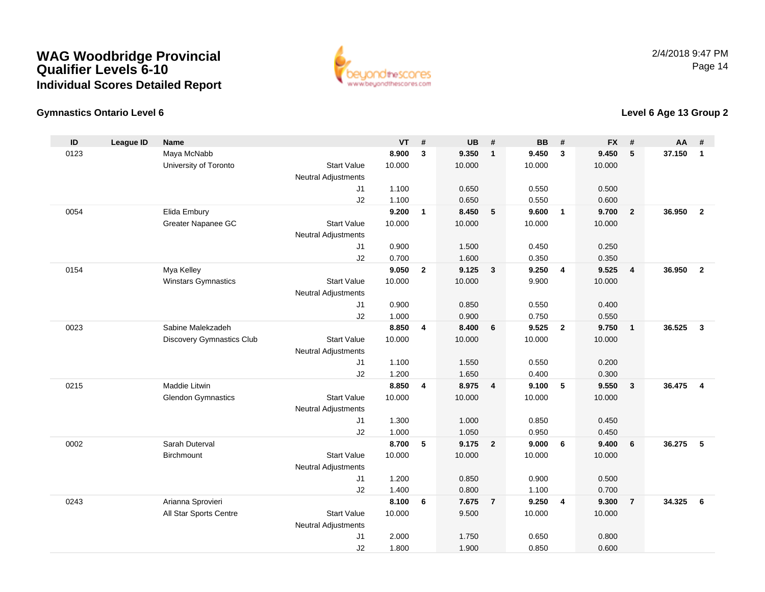# WAG Woodbridge Provincial Qualifier Levels 6-10

## Individual Scores Detailed Report

2/4/2018 9:47 PM

### Gymnastics Ontario Level 6

### Level 6 Age 13 Group 2

| ID | League ID | Name | | VT | # | UB | # | BB | # | FX | # | AA | # |
|---|---|---|---|---|---|---|---|---|---|---|---|---|---|
| 0123 | | Maya McNabb | | **8.900** | **3** | **9.350** | **1** | **9.450** | **3** | **9.450** | **5** | **37.150** | **1** |
| | | University of Toronto | Start Value | 10.000 | | 10.000 | | 10.000 | | 10.000 | | | |
| | | | Neutral Adjustments | | | | | | | | | | |
| | | | J1 | 1.100 | | 0.650 | | 0.550 | | 0.500 | | | |
| | | | J2 | 1.100 | | 0.650 | | 0.550 | | 0.600 | | | |
| 0054 | | Elida Embury | | **9.200** | **1** | **8.450** | **5** | **9.600** | **1** | **9.700** | **2** | **36.950** | **2** |
| | | Greater Napanee GC | Start Value | 10.000 | | 10.000 | | 10.000 | | 10.000 | | | |
| | | | Neutral Adjustments | | | | | | | | | | |
| | | | J1 | 0.900 | | 1.500 | | 0.450 | | 0.250 | | | |
| | | | J2 | 0.700 | | 1.600 | | 0.350 | | 0.350 | | | |
| 0154 | | Mya Kelley | | **9.050** | **2** | **9.125** | **3** | **9.250** | **4** | **9.525** | **4** | **36.950** | **2** |
| | | Winstars Gymnastics | Start Value | 10.000 | | 10.000 | | 9.900 | | 10.000 | | | |
| | | | Neutral Adjustments | | | | | | | | | | |
| | | | J1 | 0.900 | | 0.850 | | 0.550 | | 0.400 | | | |
| | | | J2 | 1.000 | | 0.900 | | 0.750 | | 0.550 | | | |
| 0023 | | Sabine Malekzadeh | | **8.850** | **4** | **8.400** | **6** | **9.525** | **2** | **9.750** | **1** | **36.525** | **3** |
| | | Discovery Gymnastics Club | Start Value | 10.000 | | 10.000 | | 10.000 | | 10.000 | | | |
| | | | Neutral Adjustments | | | | | | | | | | |
| | | | J1 | 1.100 | | 1.550 | | 0.550 | | 0.200 | | | |
| | | | J2 | 1.200 | | 1.650 | | 0.400 | | 0.300 | | | |
| 0215 | | Maddie Litwin | | **8.850** | **4** | **8.975** | **4** | **9.100** | **5** | **9.550** | **3** | **36.475** | **4** |
| | | Glendon Gymnastics | Start Value | 10.000 | | 10.000 | | 10.000 | | 10.000 | | | |
| | | | Neutral Adjustments | | | | | | | | | | |
| | | | J1 | 1.300 | | 1.000 | | 0.850 | | 0.450 | | | |
| | | | J2 | 1.000 | | 1.050 | | 0.950 | | 0.450 | | | |
| 0002 | | Sarah Duterval | | **8.700** | **5** | **9.175** | **2** | **9.000** | **6** | **9.400** | **6** | **36.275** | **5** |
| | | Birchmount | Start Value | 10.000 | | 10.000 | | 10.000 | | 10.000 | | | |
| | | | Neutral Adjustments | | | | | | | | | | |
| | | | J1 | 1.200 | | 0.850 | | 0.900 | | 0.500 | | | |
| | | | J2 | 1.400 | | 0.800 | | 1.100 | | 0.700 | | | |
| 0243 | | Arianna Sprovieri | | **8.100** | **6** | **7.675** | **7** | **9.250** | **4** | **9.300** | **7** | **34.325** | **6** |
| | | All Star Sports Centre | Start Value | 10.000 | | 9.500 | | 10.000 | | 10.000 | | | |
| | | | Neutral Adjustments | | | | | | | | | | |
| | | | J1 | 2.000 | | 1.750 | | 0.650 | | 0.800 | | | |
| | | | J2 | 1.800 | | 1.900 | | 0.850 | | 0.600 | | | |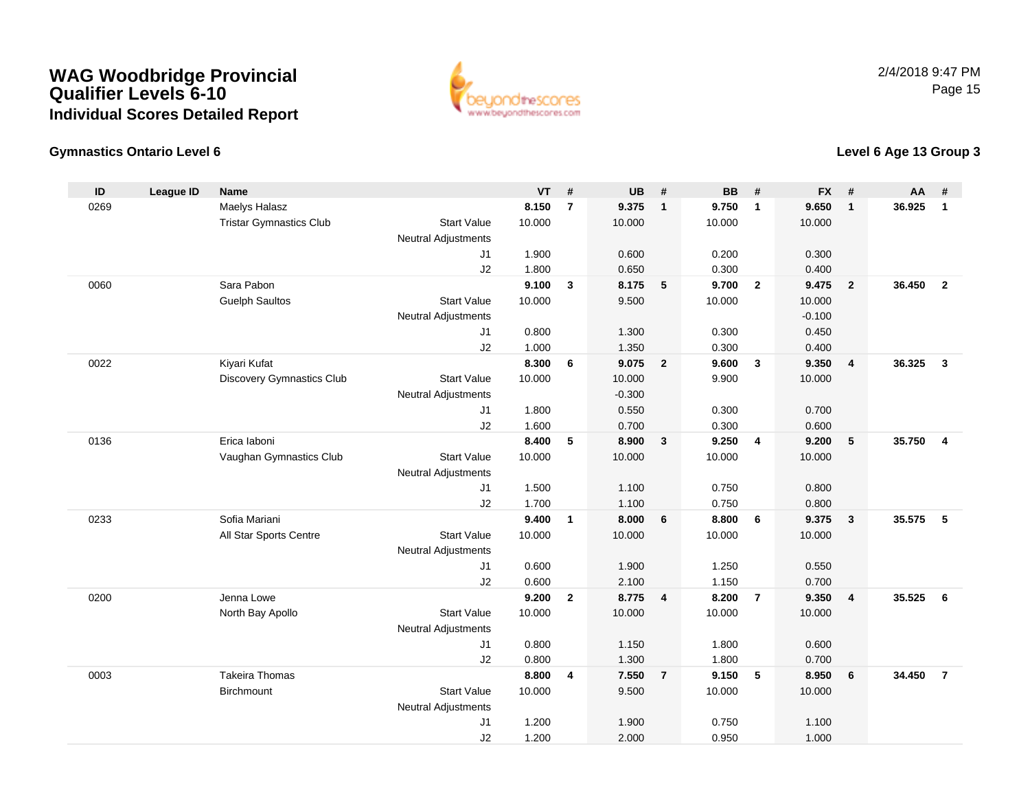# WAG Woodbridge Provincial Qualifier Levels 6-10

## Individual Scores Detailed Report

2/4/2018 9:47 PM

### Gymnastics Ontario Level 6

### Level 6 Age 13 Group 3

| ID | League ID | Name | | VT | # | UB | # | BB | # | FX | # | AA | # |
|---|---|---|---|---|---|---|---|---|---|---|---|---|---|
| 0269 | | Maelys Halasz | | **8.150** | **7** | **9.375** | **1** | **9.750** | **1** | **9.650** | **1** | **36.925** | **1** |
| | | Tristar Gymnastics Club | Start Value | 10.000 | | 10.000 | | 10.000 | | 10.000 | | | |
| | | | Neutral Adjustments | | | | | | | | | | |
| | | | J1 | 1.900 | | 0.600 | | 0.200 | | 0.300 | | | |
| | | | J2 | 1.800 | | 0.650 | | 0.300 | | 0.400 | | | |
| 0060 | | Sara Pabon | | **9.100** | **3** | **8.175** | **5** | **9.700** | **2** | **9.475** | **2** | **36.450** | **2** |
| | | Guelph Saultos | Start Value | 10.000 | | 9.500 | | 10.000 | | 10.000 | | | |
| | | | Neutral Adjustments | | | | | | | -0.100 | | | |
| | | | J1 | 0.800 | | 1.300 | | 0.300 | | 0.450 | | | |
| | | | J2 | 1.000 | | 1.350 | | 0.300 | | 0.400 | | | |
| 0022 | | Kiyari Kufat | | **8.300** | **6** | **9.075** | **2** | **9.600** | **3** | **9.350** | **4** | **36.325** | **3** |
| | | Discovery Gymnastics Club | Start Value | 10.000 | | 10.000 | | 9.900 | | 10.000 | | | |
| | | | Neutral Adjustments | | | -0.300 | | | | | | | |
| | | | J1 | 1.800 | | 0.550 | | 0.300 | | 0.700 | | | |
| | | | J2 | 1.600 | | 0.700 | | 0.300 | | 0.600 | | | |
| 0136 | | Erica Iaboni | | **8.400** | **5** | **8.900** | **3** | **9.250** | **4** | **9.200** | **5** | **35.750** | **4** |
| | | Vaughan Gymnastics Club | Start Value | 10.000 | | 10.000 | | 10.000 | | 10.000 | | | |
| | | | Neutral Adjustments | | | | | | | | | | |
| | | | J1 | 1.500 | | 1.100 | | 0.750 | | 0.800 | | | |
| | | | J2 | 1.700 | | 1.100 | | 0.750 | | 0.800 | | | |
| 0233 | | Sofia Mariani | | **9.400** | **1** | **8.000** | **6** | **8.800** | **6** | **9.375** | **3** | **35.575** | **5** |
| | | All Star Sports Centre | Start Value | 10.000 | | 10.000 | | 10.000 | | 10.000 | | | |
| | | | Neutral Adjustments | | | | | | | | | | |
| | | | J1 | 0.600 | | 1.900 | | 1.250 | | 0.550 | | | |
| | | | J2 | 0.600 | | 2.100 | | 1.150 | | 0.700 | | | |
| 0200 | | Jenna Lowe | | **9.200** | **2** | **8.775** | **4** | **8.200** | **7** | **9.350** | **4** | **35.525** | **6** |
| | | North Bay Apollo | Start Value | 10.000 | | 10.000 | | 10.000 | | 10.000 | | | |
| | | | Neutral Adjustments | | | | | | | | | | |
| | | | J1 | 0.800 | | 1.150 | | 1.800 | | 0.600 | | | |
| | | | J2 | 0.800 | | 1.300 | | 1.800 | | 0.700 | | | |
| 0003 | | Takeira Thomas | | **8.800** | **4** | **7.550** | **7** | **9.150** | **5** | **8.950** | **6** | **34.450** | **7** |
| | | Birchmount | Start Value | 10.000 | | 9.500 | | 10.000 | | 10.000 | | | |
| | | | Neutral Adjustments | | | | | | | | | | |
| | | | J1 | 1.200 | | 1.900 | | 0.750 | | 1.100 | | | |
| | | | J2 | 1.200 | | 2.000 | | 0.950 | | 1.000 | | | |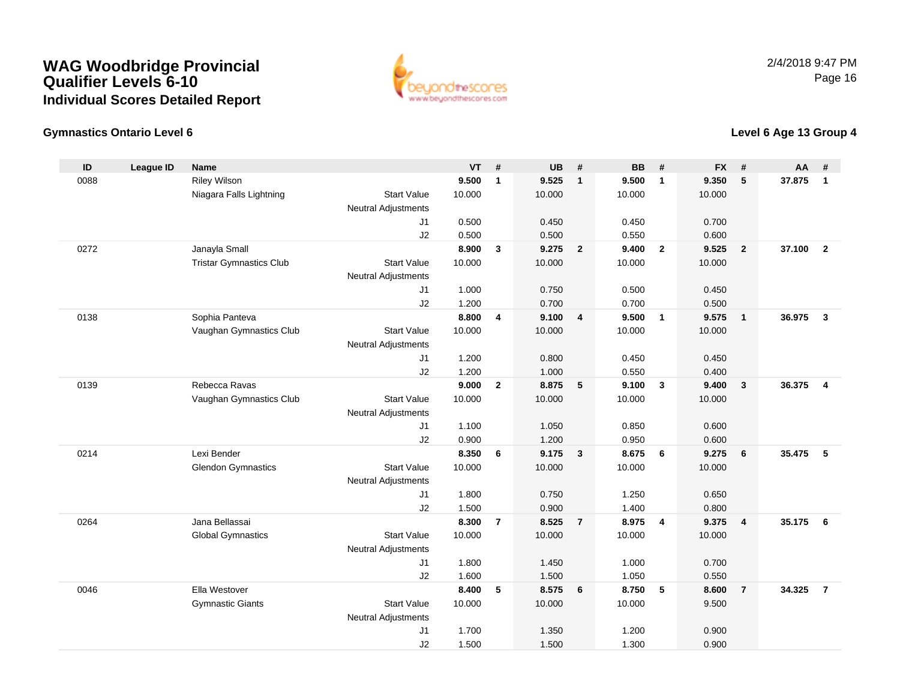# WAG Woodbridge Provincial Qualifier Levels 6-10

## Individual Scores Detailed Report

2/4/2018 9:47 PM

### Gymnastics Ontario Level 6

### Level 6 Age 13 Group 4

| ID | League ID | Name | | VT | # | UB | # | BB | # | FX | # | AA | # |
|---|---|---|---|---|---|---|---|---|---|---|---|---|---|
| 0088 | | Riley Wilson | | **9.500** | **1** | **9.525** | **1** | **9.500** | **1** | **9.350** | **5** | **37.875** | **1** |
| | | Niagara Falls Lightning | Start Value | 10.000 | | 10.000 | | 10.000 | | 10.000 | | | |
| | | | Neutral Adjustments | | | | | | | | | | |
| | | | J1 | 0.500 | | 0.450 | | 0.450 | | 0.700 | | | |
| | | | J2 | 0.500 | | 0.500 | | 0.550 | | 0.600 | | | |
| 0272 | | Janayla Small | | **8.900** | **3** | **9.275** | **2** | **9.400** | **2** | **9.525** | **2** | **37.100** | **2** |
| | | Tristar Gymnastics Club | Start Value | 10.000 | | 10.000 | | 10.000 | | 10.000 | | | |
| | | | Neutral Adjustments | | | | | | | | | | |
| | | | J1 | 1.000 | | 0.750 | | 0.500 | | 0.450 | | | |
| | | | J2 | 1.200 | | 0.700 | | 0.700 | | 0.500 | | | |
| 0138 | | Sophia Panteva | | **8.800** | **4** | **9.100** | **4** | **9.500** | **1** | **9.575** | **1** | **36.975** | **3** |
| | | Vaughan Gymnastics Club | Start Value | 10.000 | | 10.000 | | 10.000 | | 10.000 | | | |
| | | | Neutral Adjustments | | | | | | | | | | |
| | | | J1 | 1.200 | | 0.800 | | 0.450 | | 0.450 | | | |
| | | | J2 | 1.200 | | 1.000 | | 0.550 | | 0.400 | | | |
| 0139 | | Rebecca Ravas | | **9.000** | **2** | **8.875** | **5** | **9.100** | **3** | **9.400** | **3** | **36.375** | **4** |
| | | Vaughan Gymnastics Club | Start Value | 10.000 | | 10.000 | | 10.000 | | 10.000 | | | |
| | | | Neutral Adjustments | | | | | | | | | | |
| | | | J1 | 1.100 | | 1.050 | | 0.850 | | 0.600 | | | |
| | | | J2 | 0.900 | | 1.200 | | 0.950 | | 0.600 | | | |
| 0214 | | Lexi Bender | | **8.350** | **6** | **9.175** | **3** | **8.675** | **6** | **9.275** | **6** | **35.475** | **5** |
| | | Glendon Gymnastics | Start Value | 10.000 | | 10.000 | | 10.000 | | 10.000 | | | |
| | | | Neutral Adjustments | | | | | | | | | | |
| | | | J1 | 1.800 | | 0.750 | | 1.250 | | 0.650 | | | |
| | | | J2 | 1.500 | | 0.900 | | 1.400 | | 0.800 | | | |
| 0264 | | Jana Bellassai | | **8.300** | **7** | **8.525** | **7** | **8.975** | **4** | **9.375** | **4** | **35.175** | **6** |
| | | Global Gymnastics | Start Value | 10.000 | | 10.000 | | 10.000 | | 10.000 | | | |
| | | | Neutral Adjustments | | | | | | | | | | |
| | | | J1 | 1.800 | | 1.450 | | 1.000 | | 0.700 | | | |
| | | | J2 | 1.600 | | 1.500 | | 1.050 | | 0.550 | | | |
| 0046 | | Ella Westover | | **8.400** | **5** | **8.575** | **6** | **8.750** | **5** | **8.600** | **7** | **34.325** | **7** |
| | | Gymnastic Giants | Start Value | 10.000 | | 10.000 | | 10.000 | | 9.500 | | | |
| | | | Neutral Adjustments | | | | | | | | | | |
| | | | J1 | 1.700 | | 1.350 | | 1.200 | | 0.900 | | | |
| | | | J2 | 1.500 | | 1.500 | | 1.300 | | 0.900 | | | |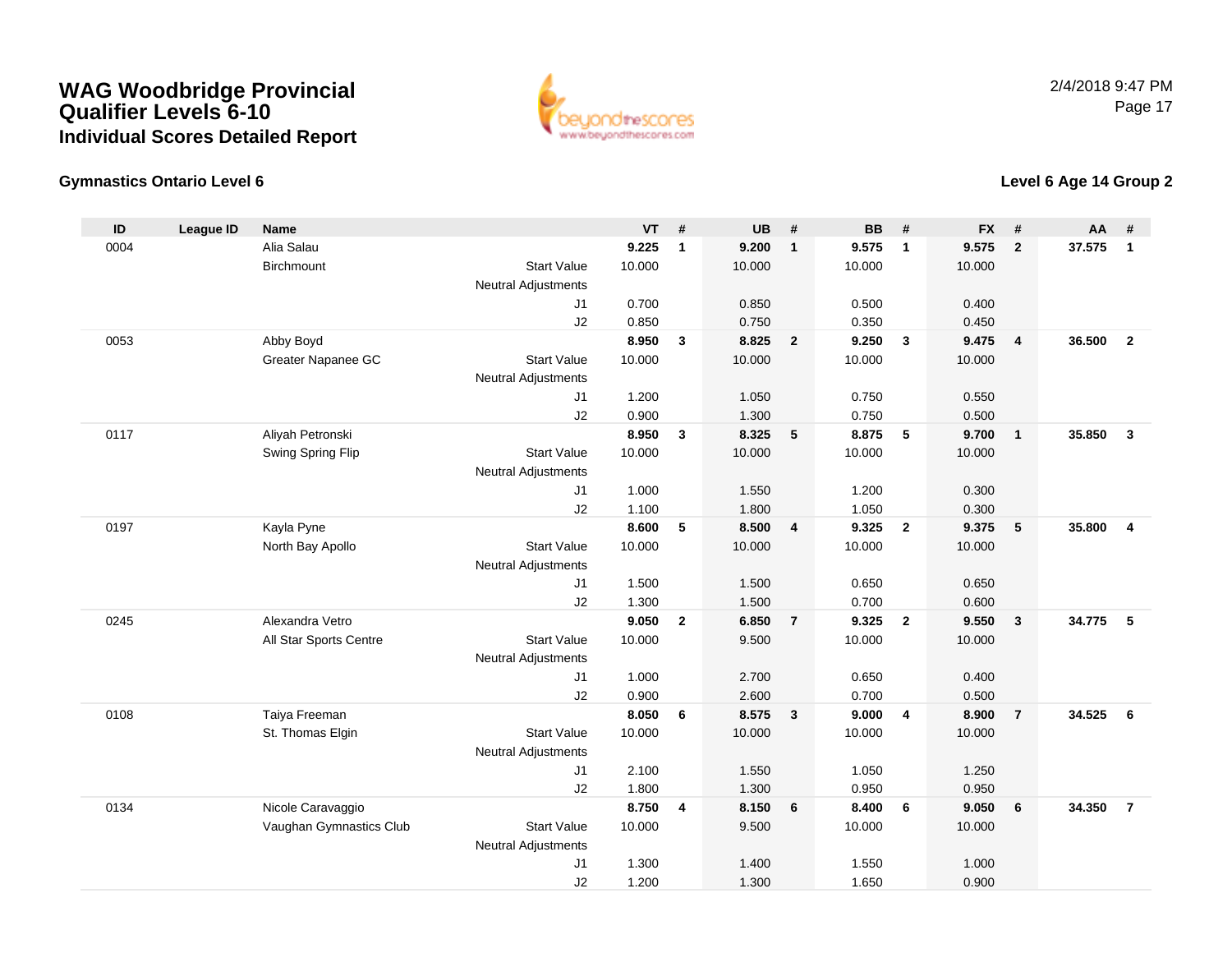# WAG Woodbridge Provincial Qualifier Levels 6-10

## Individual Scores Detailed Report

2/4/2018 9:47 PM

### Gymnastics Ontario Level 6

### Level 6 Age 14 Group 2

| ID | League ID | Name | | VT | # | UB | # | BB | # | FX | # | AA | # |
|---|---|---|---|---|---|---|---|---|---|---|---|---|---|
| 0004 | | Alia Salau | | **9.225** | **1** | **9.200** | **1** | **9.575** | **1** | **9.575** | **2** | **37.575** | **1** |
| | | Birchmount | Start Value | 10.000 | | 10.000 | | 10.000 | | 10.000 | | | |
| | | | Neutral Adjustments | | | | | | | | | | |
| | | | J1 | 0.700 | | 0.850 | | 0.500 | | 0.400 | | | |
| | | | J2 | 0.850 | | 0.750 | | 0.350 | | 0.450 | | | |
| 0053 | | Abby Boyd | | **8.950** | **3** | **8.825** | **2** | **9.250** | **3** | **9.475** | **4** | **36.500** | **2** |
| | | Greater Napanee GC | Start Value | 10.000 | | 10.000 | | 10.000 | | 10.000 | | | |
| | | | Neutral Adjustments | | | | | | | | | | |
| | | | J1 | 1.200 | | 1.050 | | 0.750 | | 0.550 | | | |
| | | | J2 | 0.900 | | 1.300 | | 0.750 | | 0.500 | | | |
| 0117 | | Aliyah Petronski | | **8.950** | **3** | **8.325** | **5** | **8.875** | **5** | **9.700** | **1** | **35.850** | **3** |
| | | Swing Spring Flip | Start Value | 10.000 | | 10.000 | | 10.000 | | 10.000 | | | |
| | | | Neutral Adjustments | | | | | | | | | | |
| | | | J1 | 1.000 | | 1.550 | | 1.200 | | 0.300 | | | |
| | | | J2 | 1.100 | | 1.800 | | 1.050 | | 0.300 | | | |
| 0197 | | Kayla Pyne | | **8.600** | **5** | **8.500** | **4** | **9.325** | **2** | **9.375** | **5** | **35.800** | **4** |
| | | North Bay Apollo | Start Value | 10.000 | | 10.000 | | 10.000 | | 10.000 | | | |
| | | | Neutral Adjustments | | | | | | | | | | |
| | | | J1 | 1.500 | | 1.500 | | 0.650 | | 0.650 | | | |
| | | | J2 | 1.300 | | 1.500 | | 0.700 | | 0.600 | | | |
| 0245 | | Alexandra Vetro | | **9.050** | **2** | **6.850** | **7** | **9.325** | **2** | **9.550** | **3** | **34.775** | **5** |
| | | All Star Sports Centre | Start Value | 10.000 | | 9.500 | | 10.000 | | 10.000 | | | |
| | | | Neutral Adjustments | | | | | | | | | | |
| | | | J1 | 1.000 | | 2.700 | | 0.650 | | 0.400 | | | |
| | | | J2 | 0.900 | | 2.600 | | 0.700 | | 0.500 | | | |
| 0108 | | Taiya Freeman | | **8.050** | **6** | **8.575** | **3** | **9.000** | **4** | **8.900** | **7** | **34.525** | **6** |
| | | St. Thomas Elgin | Start Value | 10.000 | | 10.000 | | 10.000 | | 10.000 | | | |
| | | | Neutral Adjustments | | | | | | | | | | |
| | | | J1 | 2.100 | | 1.550 | | 1.050 | | 1.250 | | | |
| | | | J2 | 1.800 | | 1.300 | | 0.950 | | 0.950 | | | |
| 0134 | | Nicole Caravaggio | | **8.750** | **4** | **8.150** | **6** | **8.400** | **6** | **9.050** | **6** | **34.350** | **7** |
| | | Vaughan Gymnastics Club | Start Value | 10.000 | | 9.500 | | 10.000 | | 10.000 | | | |
| | | | Neutral Adjustments | | | | | | | | | | |
| | | | J1 | 1.300 | | 1.400 | | 1.550 | | 1.000 | | | |
| | | | J2 | 1.200 | | 1.300 | | 1.650 | | 0.900 | | | |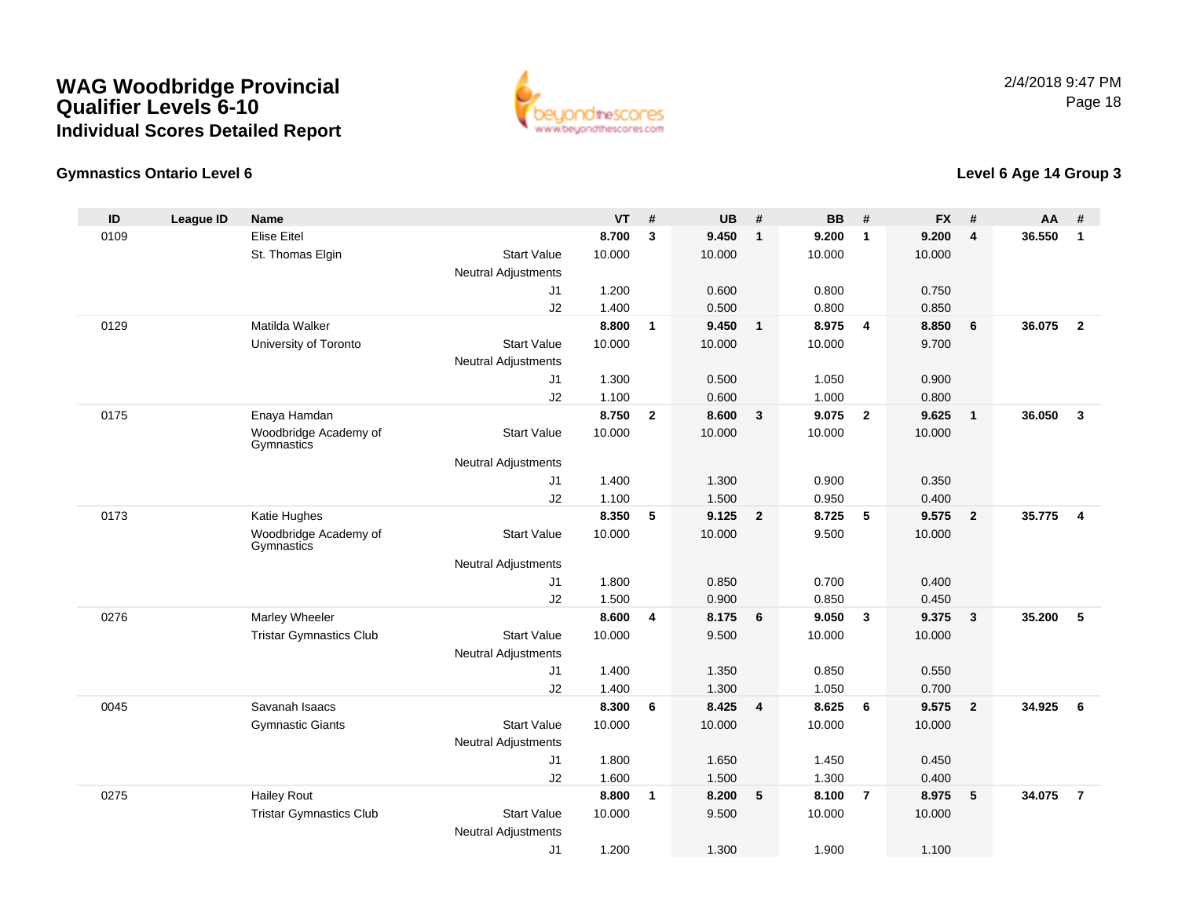# WAG Woodbridge Provincial Qualifier Levels 6-10

## Individual Scores Detailed Report

2/4/2018 9:47 PM

### Gymnastics Ontario Level 6

### Level 6 Age 14 Group 3

| ID | League ID | Name | | VT | # | UB | # | BB | # | FX | # | AA | # |
|---|---|---|---|---|---|---|---|---|---|---|---|---|---|
| 0109 | | Elise Eitel | | **8.700** | **3** | **9.450** | **1** | **9.200** | **1** | **9.200** | **4** | **36.550** | **1** |
| | | St. Thomas Elgin | Start Value | 10.000 | | 10.000 | | 10.000 | | 10.000 | | | |
| | | | Neutral Adjustments | | | | | | | | | | |
| | | | J1 | 1.200 | | 0.600 | | 0.800 | | 0.750 | | | |
| | | | J2 | 1.400 | | 0.500 | | 0.800 | | 0.850 | | | |
| 0129 | | Matilda Walker | | **8.800** | **1** | **9.450** | **1** | **8.975** | **4** | **8.850** | **6** | **36.075** | **2** |
| | | University of Toronto | Start Value | 10.000 | | 10.000 | | 10.000 | | 9.700 | | | |
| | | | Neutral Adjustments | | | | | | | | | | |
| | | | J1 | 1.300 | | 0.500 | | 1.050 | | 0.900 | | | |
| | | | J2 | 1.100 | | 0.600 | | 1.000 | | 0.800 | | | |
| 0175 | | Enaya Hamdan | | **8.750** | **2** | **8.600** | **3** | **9.075** | **2** | **9.625** | **1** | **36.050** | **3** |
| | | Woodbridge Academy of Gymnastics | Start Value | 10.000 | | 10.000 | | 10.000 | | 10.000 | | | |
| | | | Neutral Adjustments | | | | | | | | | | |
| | | | J1 | 1.400 | | 1.300 | | 0.900 | | 0.350 | | | |
| | | | J2 | 1.100 | | 1.500 | | 0.950 | | 0.400 | | | |
| 0173 | | Katie Hughes | | **8.350** | **5** | **9.125** | **2** | **8.725** | **5** | **9.575** | **2** | **35.775** | **4** |
| | | Woodbridge Academy of Gymnastics | Start Value | 10.000 | | 10.000 | | 9.500 | | 10.000 | | | |
| | | | Neutral Adjustments | | | | | | | | | | |
| | | | J1 | 1.800 | | 0.850 | | 0.700 | | 0.400 | | | |
| | | | J2 | 1.500 | | 0.900 | | 0.850 | | 0.450 | | | |
| 0276 | | Marley Wheeler | | **8.600** | **4** | **8.175** | **6** | **9.050** | **3** | **9.375** | **3** | **35.200** | **5** |
| | | Tristar Gymnastics Club | Start Value | 10.000 | | 9.500 | | 10.000 | | 10.000 | | | |
| | | | Neutral Adjustments | | | | | | | | | | |
| | | | J1 | 1.400 | | 1.350 | | 0.850 | | 0.550 | | | |
| | | | J2 | 1.400 | | 1.300 | | 1.050 | | 0.700 | | | |
| 0045 | | Savanah Isaacs | | **8.300** | **6** | **8.425** | **4** | **8.625** | **6** | **9.575** | **2** | **34.925** | **6** |
| | | Gymnastic Giants | Start Value | 10.000 | | 10.000 | | 10.000 | | 10.000 | | | |
| | | | Neutral Adjustments | | | | | | | | | | |
| | | | J1 | 1.800 | | 1.650 | | 1.450 | | 0.450 | | | |
| | | | J2 | 1.600 | | 1.500 | | 1.300 | | 0.400 | | | |
| 0275 | | Hailey Rout | | **8.800** | **1** | **8.200** | **5** | **8.100** | **7** | **8.975** | **5** | **34.075** | **7** |
| | | Tristar Gymnastics Club | Start Value | 10.000 | | 9.500 | | 10.000 | | 10.000 | | | |
| | | | Neutral Adjustments | | | | | | | | | | |
| | | | J1 | 1.200 | | 1.300 | | 1.900 | | 1.100 | | | |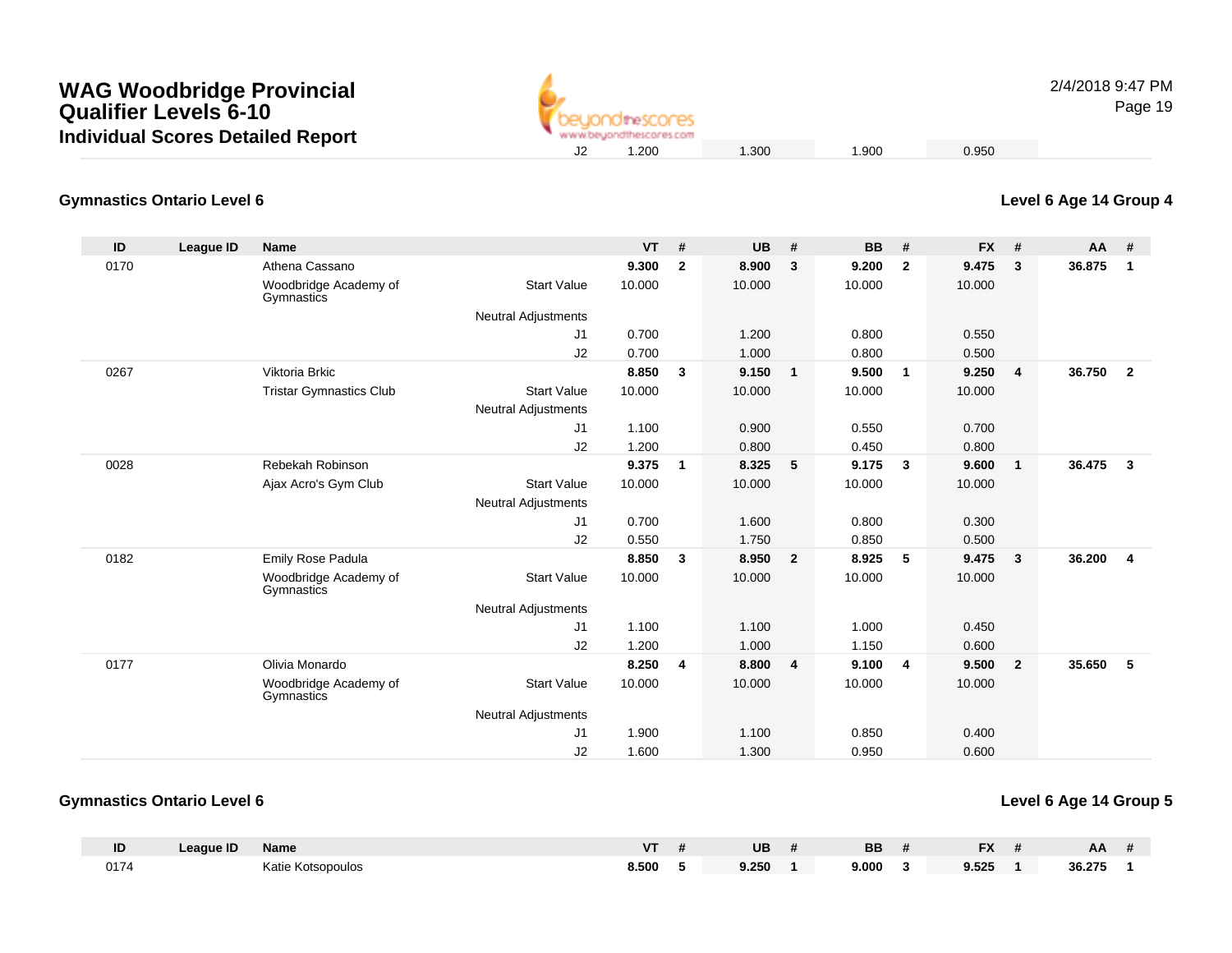# WAG Woodbridge Provincial Qualifier Levels 6-10

## Individual Scores Detailed Report

| | | | | J2 | 1.200 | | 1.300 | | 1.900 | | 0.950 | | | |
|---|---|---|---|---|---|---|---|---|---|---|---|---|---|---|

### Gymnastics Ontario Level 6 — Level 6 Age 14 Group 4

| ID | League ID | Name | | | VT | # | UB | # | BB | # | FX | # | AA | # |
|---|---|---|---|---|---|---|---|---|---|---|---|---|---|---|
| 0170 | | Athena Cassano | | | **9.300** | **2** | **8.900** | **3** | **9.200** | **2** | **9.475** | **3** | **36.875** | **1** |
| | | Woodbridge Academy of Gymnastics | Start Value | | 10.000 | | 10.000 | | 10.000 | | 10.000 | | | |
| | | | Neutral Adjustments | | | | | | | | | | | |
| | | | | J1 | 0.700 | | 1.200 | | 0.800 | | 0.550 | | | |
| | | | | J2 | 0.700 | | 1.000 | | 0.800 | | 0.500 | | | |
| 0267 | | Viktoria Brkic | | | **8.850** | **3** | **9.150** | **1** | **9.500** | **1** | **9.250** | **4** | **36.750** | **2** |
| | | Tristar Gymnastics Club | Start Value | | 10.000 | | 10.000 | | 10.000 | | 10.000 | | | |
| | | | Neutral Adjustments | | | | | | | | | | | |
| | | | | J1 | 1.100 | | 0.900 | | 0.550 | | 0.700 | | | |
| | | | | J2 | 1.200 | | 0.800 | | 0.450 | | 0.800 | | | |
| 0028 | | Rebekah Robinson | | | **9.375** | **1** | **8.325** | **5** | **9.175** | **3** | **9.600** | **1** | **36.475** | **3** |
| | | Ajax Acro's Gym Club | Start Value | | 10.000 | | 10.000 | | 10.000 | | 10.000 | | | |
| | | | Neutral Adjustments | | | | | | | | | | | |
| | | | | J1 | 0.700 | | 1.600 | | 0.800 | | 0.300 | | | |
| | | | | J2 | 0.550 | | 1.750 | | 0.850 | | 0.500 | | | |
| 0182 | | Emily Rose Padula | | | **8.850** | **3** | **8.950** | **2** | **8.925** | **5** | **9.475** | **3** | **36.200** | **4** |
| | | Woodbridge Academy of Gymnastics | Start Value | | 10.000 | | 10.000 | | 10.000 | | 10.000 | | | |
| | | | Neutral Adjustments | | | | | | | | | | | |
| | | | | J1 | 1.100 | | 1.100 | | 1.000 | | 0.450 | | | |
| | | | | J2 | 1.200 | | 1.000 | | 1.150 | | 0.600 | | | |
| 0177 | | Olivia Monardo | | | **8.250** | **4** | **8.800** | **4** | **9.100** | **4** | **9.500** | **2** | **35.650** | **5** |
| | | Woodbridge Academy of Gymnastics | Start Value | | 10.000 | | 10.000 | | 10.000 | | 10.000 | | | |
| | | | Neutral Adjustments | | | | | | | | | | | |
| | | | | J1 | 1.900 | | 1.100 | | 0.850 | | 0.400 | | | |
| | | | | J2 | 1.600 | | 1.300 | | 0.950 | | 0.600 | | | |

### Gymnastics Ontario Level 6 — Level 6 Age 14 Group 5

| ID | League ID | Name | VT | # | UB | # | BB | # | FX | # | AA | # |
|---|---|---|---|---|---|---|---|---|---|---|---|---|
| 0174 | | Katie Kotsopoulos | **8.500** | **5** | **9.250** | **1** | **9.000** | **3** | **9.525** | **1** | **36.275** | **1** |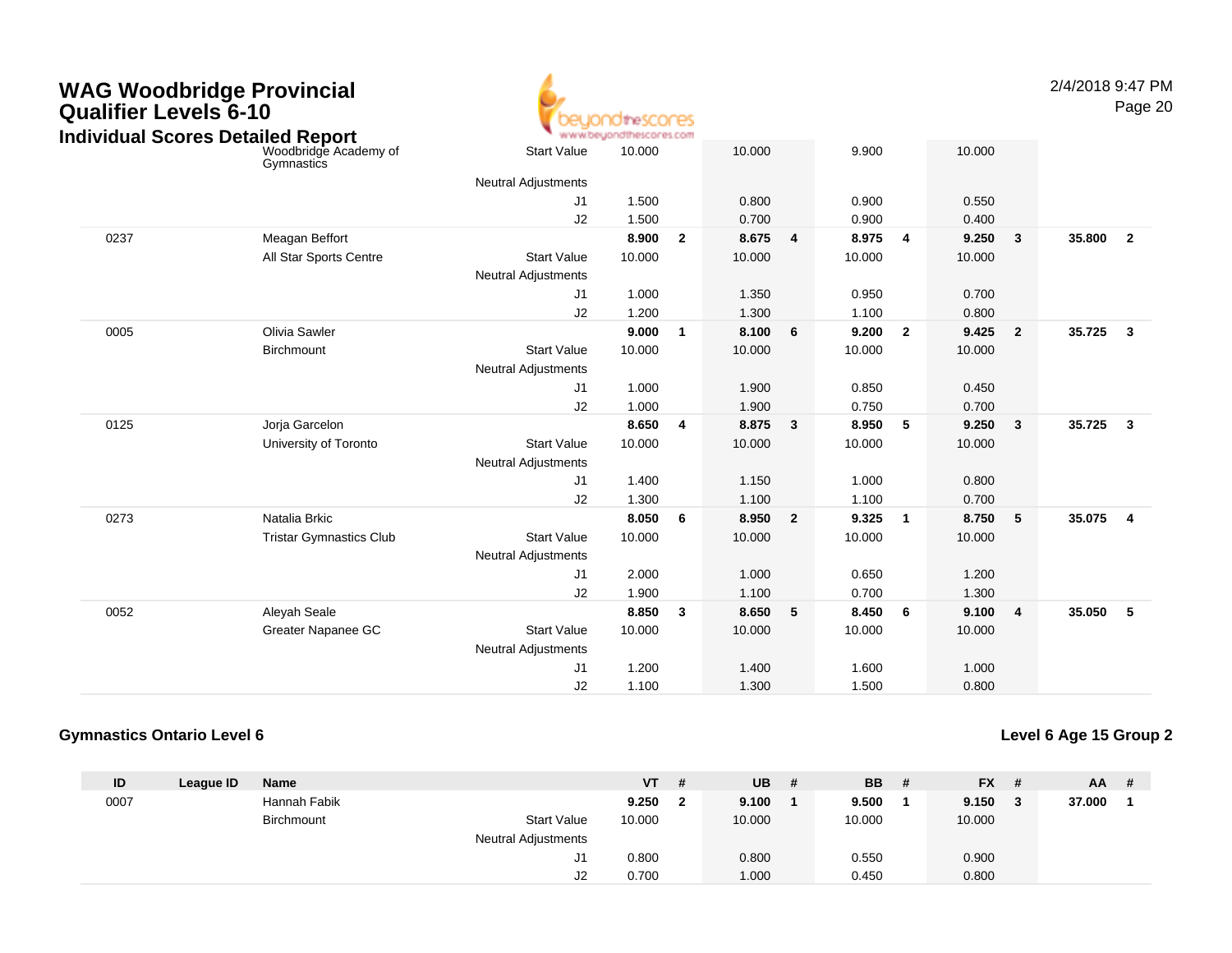# WAG Woodbridge Provincial Qualifier Levels 6-10

## Individual Scores Detailed Report

| ID | League ID | Name | | VT | # | UB | # | BB | # | FX | # | AA | # |
|---|---|---|---|---|---|---|---|---|---|---|---|---|---|
| | | Woodbridge Academy of Gymnastics | Start Value | 10.000 | | 10.000 | | 9.900 | | 10.000 | | | |
| | | | Neutral Adjustments | | | | | | | | | | |
| | | | J1 | 1.500 | | 0.800 | | 0.900 | | 0.550 | | | |
| | | | J2 | 1.500 | | 0.700 | | 0.900 | | 0.400 | | | |
| 0237 | | Meagan Beffort | | **8.900** | **2** | **8.675** | **4** | **8.975** | **4** | **9.250** | **3** | **35.800** | **2** |
| | | All Star Sports Centre | Start Value | 10.000 | | 10.000 | | 10.000 | | 10.000 | | | |
| | | | Neutral Adjustments | | | | | | | | | | |
| | | | J1 | 1.000 | | 1.350 | | 0.950 | | 0.700 | | | |
| | | | J2 | 1.200 | | 1.300 | | 1.100 | | 0.800 | | | |
| 0005 | | Olivia Sawler | | **9.000** | **1** | **8.100** | **6** | **9.200** | **2** | **9.425** | **2** | **35.725** | **3** |
| | | Birchmount | Start Value | 10.000 | | 10.000 | | 10.000 | | 10.000 | | | |
| | | | Neutral Adjustments | | | | | | | | | | |
| | | | J1 | 1.000 | | 1.900 | | 0.850 | | 0.450 | | | |
| | | | J2 | 1.000 | | 1.900 | | 0.750 | | 0.700 | | | |
| 0125 | | Jorja Garcelon | | **8.650** | **4** | **8.875** | **3** | **8.950** | **5** | **9.250** | **3** | **35.725** | **3** |
| | | University of Toronto | Start Value | 10.000 | | 10.000 | | 10.000 | | 10.000 | | | |
| | | | Neutral Adjustments | | | | | | | | | | |
| | | | J1 | 1.400 | | 1.150 | | 1.000 | | 0.800 | | | |
| | | | J2 | 1.300 | | 1.100 | | 1.100 | | 0.700 | | | |
| 0273 | | Natalia Brkic | | **8.050** | **6** | **8.950** | **2** | **9.325** | **1** | **8.750** | **5** | **35.075** | **4** |
| | | Tristar Gymnastics Club | Start Value | 10.000 | | 10.000 | | 10.000 | | 10.000 | | | |
| | | | Neutral Adjustments | | | | | | | | | | |
| | | | J1 | 2.000 | | 1.000 | | 0.650 | | 1.200 | | | |
| | | | J2 | 1.900 | | 1.100 | | 0.700 | | 1.300 | | | |
| 0052 | | Aleyah Seale | | **8.850** | **3** | **8.650** | **5** | **8.450** | **6** | **9.100** | **4** | **35.050** | **5** |
| | | Greater Napanee GC | Start Value | 10.000 | | 10.000 | | 10.000 | | 10.000 | | | |
| | | | Neutral Adjustments | | | | | | | | | | |
| | | | J1 | 1.200 | | 1.400 | | 1.600 | | 1.000 | | | |
| | | | J2 | 1.100 | | 1.300 | | 1.500 | | 0.800 | | | |

### Gymnastics Ontario Level 6

### Level 6 Age 15 Group 2

| ID | League ID | Name | | VT | # | UB | # | BB | # | FX | # | AA | # |
|---|---|---|---|---|---|---|---|---|---|---|---|---|---|
| 0007 | | Hannah Fabik | | **9.250** | **2** | **9.100** | **1** | **9.500** | **1** | **9.150** | **3** | **37.000** | **1** |
| | | Birchmount | Start Value | 10.000 | | 10.000 | | 10.000 | | 10.000 | | | |
| | | | Neutral Adjustments | | | | | | | | | | |
| | | | J1 | 0.800 | | 0.800 | | 0.550 | | 0.900 | | | |
| | | | J2 | 0.700 | | 1.000 | | 0.450 | | 0.800 | | | |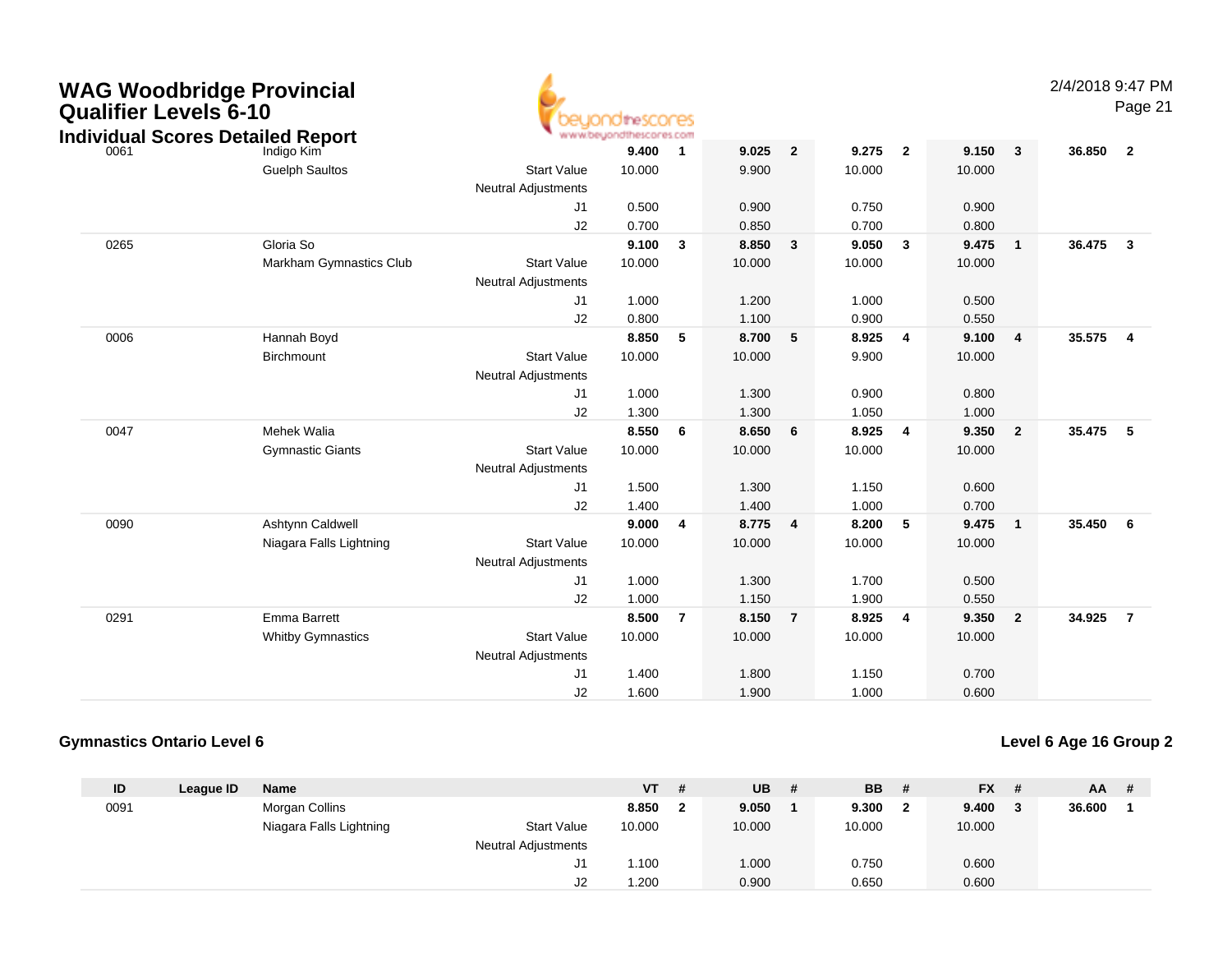# WAG Woodbridge Provincial Qualifier Levels 6-10

## Individual Scores Detailed Report

| ID | League ID | Name | | VT | # | UB | # | BB | # | FX | # | AA | # |
|---|---|---|---|---|---|---|---|---|---|---|---|---|---|
| 0061 | | Indigo Kim | | **9.400** | **1** | **9.025** | **2** | **9.275** | **2** | **9.150** | **3** | **36.850** | **2** |
| | | Guelph Saultos | Start Value | 10.000 | | 9.900 | | 10.000 | | 10.000 | | | |
| | | | Neutral Adjustments | | | | | | | | | | |
| | | | J1 | 0.500 | | 0.900 | | 0.750 | | 0.900 | | | |
| | | | J2 | 0.700 | | 0.850 | | 0.700 | | 0.800 | | | |
| 0265 | | Gloria So | | **9.100** | **3** | **8.850** | **3** | **9.050** | **3** | **9.475** | **1** | **36.475** | **3** |
| | | Markham Gymnastics Club | Start Value | 10.000 | | 10.000 | | 10.000 | | 10.000 | | | |
| | | | Neutral Adjustments | | | | | | | | | | |
| | | | J1 | 1.000 | | 1.200 | | 1.000 | | 0.500 | | | |
| | | | J2 | 0.800 | | 1.100 | | 0.900 | | 0.550 | | | |
| 0006 | | Hannah Boyd | | **8.850** | **5** | **8.700** | **5** | **8.925** | **4** | **9.100** | **4** | **35.575** | **4** |
| | | Birchmount | Start Value | 10.000 | | 10.000 | | 9.900 | | 10.000 | | | |
| | | | Neutral Adjustments | | | | | | | | | | |
| | | | J1 | 1.000 | | 1.300 | | 0.900 | | 0.800 | | | |
| | | | J2 | 1.300 | | 1.300 | | 1.050 | | 1.000 | | | |
| 0047 | | Mehek Walia | | **8.550** | **6** | **8.650** | **6** | **8.925** | **4** | **9.350** | **2** | **35.475** | **5** |
| | | Gymnastic Giants | Start Value | 10.000 | | 10.000 | | 10.000 | | 10.000 | | | |
| | | | Neutral Adjustments | | | | | | | | | | |
| | | | J1 | 1.500 | | 1.300 | | 1.150 | | 0.600 | | | |
| | | | J2 | 1.400 | | 1.400 | | 1.000 | | 0.700 | | | |
| 0090 | | Ashtynn Caldwell | | **9.000** | **4** | **8.775** | **4** | **8.200** | **5** | **9.475** | **1** | **35.450** | **6** |
| | | Niagara Falls Lightning | Start Value | 10.000 | | 10.000 | | 10.000 | | 10.000 | | | |
| | | | Neutral Adjustments | | | | | | | | | | |
| | | | J1 | 1.000 | | 1.300 | | 1.700 | | 0.500 | | | |
| | | | J2 | 1.000 | | 1.150 | | 1.900 | | 0.550 | | | |
| 0291 | | Emma Barrett | | **8.500** | **7** | **8.150** | **7** | **8.925** | **4** | **9.350** | **2** | **34.925** | **7** |
| | | Whitby Gymnastics | Start Value | 10.000 | | 10.000 | | 10.000 | | 10.000 | | | |
| | | | Neutral Adjustments | | | | | | | | | | |
| | | | J1 | 1.400 | | 1.800 | | 1.150 | | 0.700 | | | |
| | | | J2 | 1.600 | | 1.900 | | 1.000 | | 0.600 | | | |

### Gymnastics Ontario Level 6

### Level 6 Age 16 Group 2

| ID | League ID | Name | | VT | # | UB | # | BB | # | FX | # | AA | # |
|---|---|---|---|---|---|---|---|---|---|---|---|---|---|
| 0091 | | Morgan Collins | | **8.850** | **2** | **9.050** | **1** | **9.300** | **2** | **9.400** | **3** | **36.600** | **1** |
| | | Niagara Falls Lightning | Start Value | 10.000 | | 10.000 | | 10.000 | | 10.000 | | | |
| | | | Neutral Adjustments | | | | | | | | | | |
| | | | J1 | 1.100 | | 1.000 | | 0.750 | | 0.600 | | | |
| | | | J2 | 1.200 | | 0.900 | | 0.650 | | 0.600 | | | |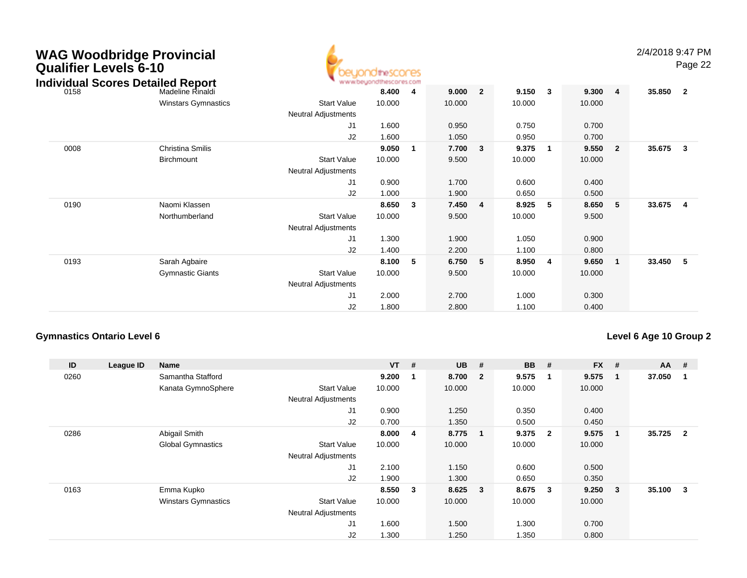# WAG Woodbridge Provincial Qualifier Levels 6-10

## Individual Scores Detailed Report

| ID | League ID | Name | | VT | # | UB | # | BB | # | FX | # | AA | # |
|---|---|---|---|---|---|---|---|---|---|---|---|---|---|
| 0158 | | Madeline Rinaldi | | **8.400** | **4** | **9.000** | **2** | **9.150** | **3** | **9.300** | **4** | **35.850** | **2** |
| | | Winstars Gymnastics | Start Value | 10.000 | | 10.000 | | 10.000 | | 10.000 | | | |
| | | | Neutral Adjustments | | | | | | | | | | |
| | | | J1 | 1.600 | | 0.950 | | 0.750 | | 0.700 | | | |
| | | | J2 | 1.600 | | 1.050 | | 0.950 | | 0.700 | | | |
| 0008 | | Christina Smilis | | **9.050** | **1** | **7.700** | **3** | **9.375** | **1** | **9.550** | **2** | **35.675** | **3** |
| | | Birchmount | Start Value | 10.000 | | 9.500 | | 10.000 | | 10.000 | | | |
| | | | Neutral Adjustments | | | | | | | | | | |
| | | | J1 | 0.900 | | 1.700 | | 0.600 | | 0.400 | | | |
| | | | J2 | 1.000 | | 1.900 | | 0.650 | | 0.500 | | | |
| 0190 | | Naomi Klassen | | **8.650** | **3** | **7.450** | **4** | **8.925** | **5** | **8.650** | **5** | **33.675** | **4** |
| | | Northumberland | Start Value | 10.000 | | 9.500 | | 10.000 | | 9.500 | | | |
| | | | Neutral Adjustments | | | | | | | | | | |
| | | | J1 | 1.300 | | 1.900 | | 1.050 | | 0.900 | | | |
| | | | J2 | 1.400 | | 2.200 | | 1.100 | | 0.800 | | | |
| 0193 | | Sarah Agbaire | | **8.100** | **5** | **6.750** | **5** | **8.950** | **4** | **9.650** | **1** | **33.450** | **5** |
| | | Gymnastic Giants | Start Value | 10.000 | | 9.500 | | 10.000 | | 10.000 | | | |
| | | | Neutral Adjustments | | | | | | | | | | |
| | | | J1 | 2.000 | | 2.700 | | 1.000 | | 0.300 | | | |
| | | | J2 | 1.800 | | 2.800 | | 1.100 | | 0.400 | | | |

### Gymnastics Ontario Level 6

### Level 6 Age 10 Group 2

| ID | League ID | Name | | VT | # | UB | # | BB | # | FX | # | AA | # |
|---|---|---|---|---|---|---|---|---|---|---|---|---|---|
| 0260 | | Samantha Stafford | | **9.200** | **1** | **8.700** | **2** | **9.575** | **1** | **9.575** | **1** | **37.050** | **1** |
| | | Kanata GymnoSphere | Start Value | 10.000 | | 10.000 | | 10.000 | | 10.000 | | | |
| | | | Neutral Adjustments | | | | | | | | | | |
| | | | J1 | 0.900 | | 1.250 | | 0.350 | | 0.400 | | | |
| | | | J2 | 0.700 | | 1.350 | | 0.500 | | 0.450 | | | |
| 0286 | | Abigail Smith | | **8.000** | **4** | **8.775** | **1** | **9.375** | **2** | **9.575** | **1** | **35.725** | **2** |
| | | Global Gymnastics | Start Value | 10.000 | | 10.000 | | 10.000 | | 10.000 | | | |
| | | | Neutral Adjustments | | | | | | | | | | |
| | | | J1 | 2.100 | | 1.150 | | 0.600 | | 0.500 | | | |
| | | | J2 | 1.900 | | 1.300 | | 0.650 | | 0.350 | | | |
| 0163 | | Emma Kupko | | **8.550** | **3** | **8.625** | **3** | **8.675** | **3** | **9.250** | **3** | **35.100** | **3** |
| | | Winstars Gymnastics | Start Value | 10.000 | | 10.000 | | 10.000 | | 10.000 | | | |
| | | | Neutral Adjustments | | | | | | | | | | |
| | | | J1 | 1.600 | | 1.500 | | 1.300 | | 0.700 | | | |
| | | | J2 | 1.300 | | 1.250 | | 1.350 | | 0.800 | | | |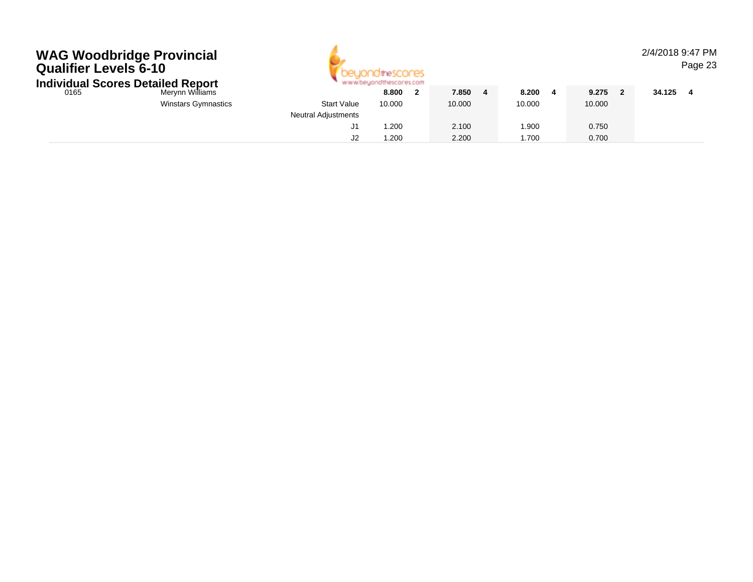# WAG Woodbridge Provincial Qualifier Levels 6-10

## Individual Scores Detailed Report

| | | | | | | | | | | | | |
|---|---|---|---|---|---|---|---|---|---|---|---|---|
| 0165 | Merynn Williams | | **8.800** | **2** | **7.850** | **4** | **8.200** | **4** | **9.275** | **2** | **34.125** | **4** |
| | Winstars Gymnastics | Start Value | 10.000 | | 10.000 | | 10.000 | | 10.000 | | | |
| | | Neutral Adjustments | | | | | | | | | | |
| | | J1 | 1.200 | | 2.100 | | 1.900 | | 0.750 | | | |
| | | J2 | 1.200 | | 2.200 | | 1.700 | | 0.700 | | | |